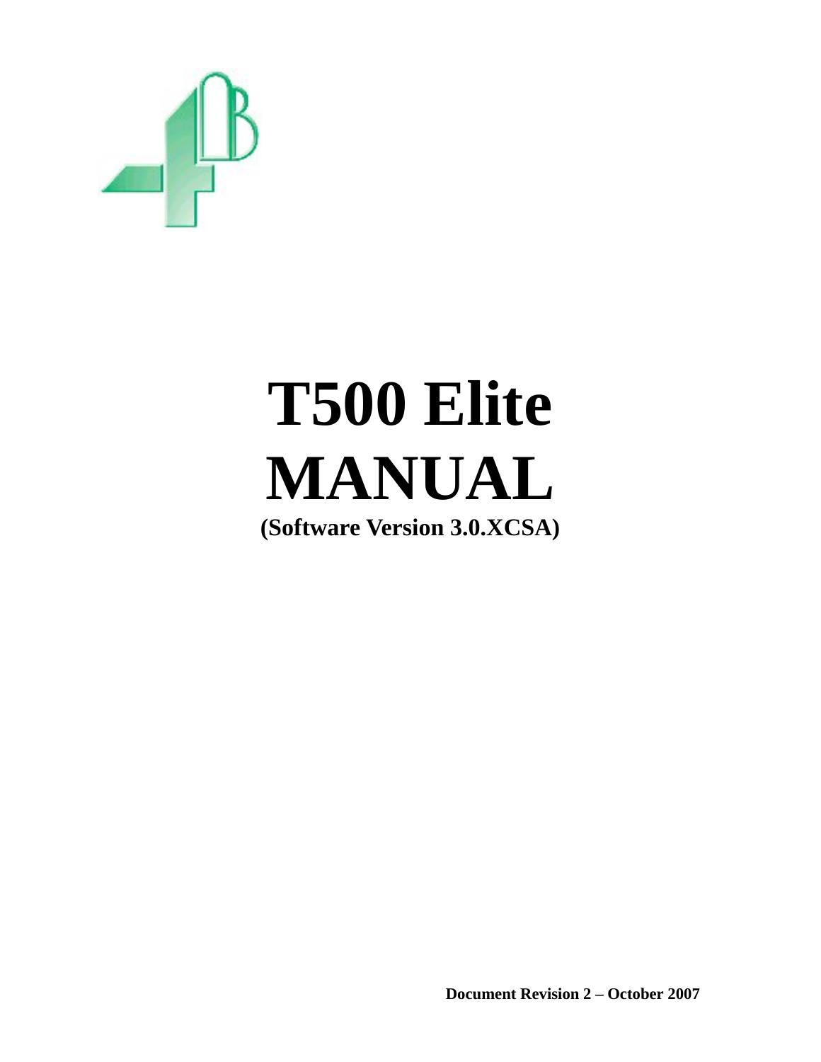# T500 Elite MANUAL

**(Software Version 3.0.XCSA)**

**Document Revision 2 – October 2007**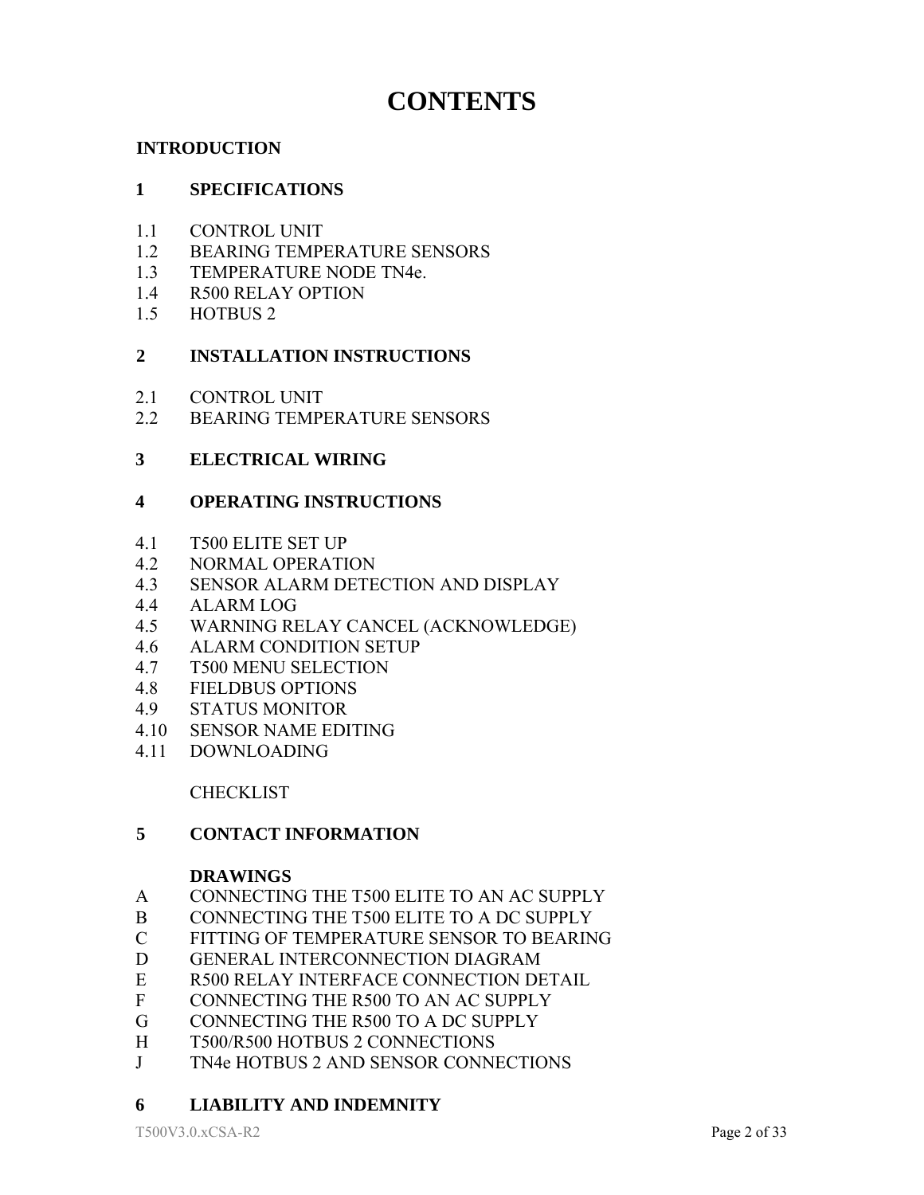# CONTENTS

**INTRODUCTION**

**1 SPECIFICATIONS**

1.1 CONTROL UNIT
1.2 BEARING TEMPERATURE SENSORS
1.3 TEMPERATURE NODE TN4e.
1.4 R500 RELAY OPTION
1.5 HOTBUS 2

**2 INSTALLATION INSTRUCTIONS**

2.1 CONTROL UNIT
2.2 BEARING TEMPERATURE SENSORS

**3 ELECTRICAL WIRING**

**4 OPERATING INSTRUCTIONS**

4.1 T500 ELITE SET UP
4.2 NORMAL OPERATION
4.3 SENSOR ALARM DETECTION AND DISPLAY
4.4 ALARM LOG
4.5 WARNING RELAY CANCEL (ACKNOWLEDGE)
4.6 ALARM CONDITION SETUP
4.7 T500 MENU SELECTION
4.8 FIELDBUS OPTIONS
4.9 STATUS MONITOR
4.10 SENSOR NAME EDITING
4.11 DOWNLOADING

CHECKLIST

**5 CONTACT INFORMATION**

**DRAWINGS**

A CONNECTING THE T500 ELITE TO AN AC SUPPLY
B CONNECTING THE T500 ELITE TO A DC SUPPLY
C FITTING OF TEMPERATURE SENSOR TO BEARING
D GENERAL INTERCONNECTION DIAGRAM
E R500 RELAY INTERFACE CONNECTION DETAIL
F CONNECTING THE R500 TO AN AC SUPPLY
G CONNECTING THE R500 TO A DC SUPPLY
H T500/R500 HOTBUS 2 CONNECTIONS
J TN4e HOTBUS 2 AND SENSOR CONNECTIONS

**6 LIABILITY AND INDEMNITY**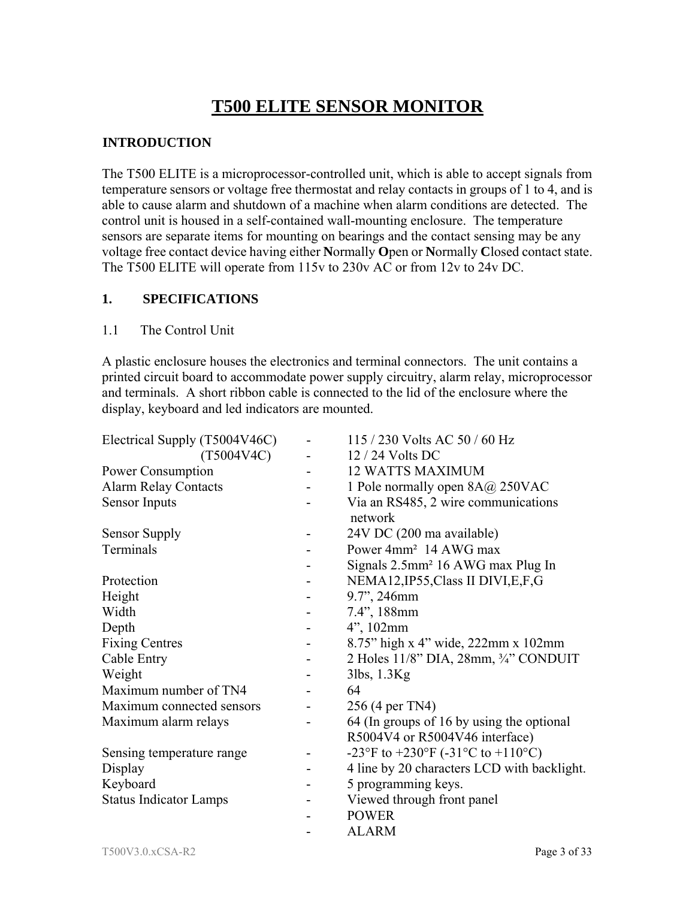# T500 ELITE SENSOR MONITOR

## INTRODUCTION

The T500 ELITE is a microprocessor-controlled unit, which is able to accept signals from temperature sensors or voltage free thermostat and relay contacts in groups of 1 to 4, and is able to cause alarm and shutdown of a machine when alarm conditions are detected. The control unit is housed in a self-contained wall-mounting enclosure. The temperature sensors are separate items for mounting on bearings and the contact sensing may be any voltage free contact device having either **N**ormally **O**pen or **N**ormally **C**losed contact state. The T500 ELITE will operate from 115v to 230v AC or from 12v to 24v DC.

## 1. SPECIFICATIONS

### 1.1 The Control Unit

A plastic enclosure houses the electronics and terminal connectors. The unit contains a printed circuit board to accommodate power supply circuitry, alarm relay, microprocessor and terminals. A short ribbon cable is connected to the lid of the enclosure where the display, keyboard and led indicators are mounted.

| | | |
|---|---|---|
| Electrical Supply (T5004V46C) | - | 115 / 230 Volts AC 50 / 60 Hz |
| (T5004V4C) | - | 12 / 24 Volts DC |
| Power Consumption | - | 12 WATTS MAXIMUM |
| Alarm Relay Contacts | - | 1 Pole normally open 8A@ 250VAC |
| Sensor Inputs | - | Via an RS485, 2 wire communications network |
| Sensor Supply | - | 24V DC (200 ma available) |
| Terminals | - | Power 4mm² 14 AWG max |
| | - | Signals 2.5mm² 16 AWG max Plug In |
| Protection | - | NEMA12,IP55,Class II DIVI,E,F,G |
| Height | - | 9.7”, 246mm |
| Width | - | 7.4”, 188mm |
| Depth | - | 4”, 102mm |
| Fixing Centres | - | 8.75” high x 4” wide, 222mm x 102mm |
| Cable Entry | - | 2 Holes 11/8” DIA, 28mm, ¾” CONDUIT |
| Weight | - | 3lbs, 1.3Kg |
| Maximum number of TN4 | - | 64 |
| Maximum connected sensors | - | 256 (4 per TN4) |
| Maximum alarm relays | - | 64 (In groups of 16 by using the optional R5004V4 or R5004V46 interface) |
| Sensing temperature range | - | -23°F to +230°F (-31°C to +110°C) |
| Display | - | 4 line by 20 characters LCD with backlight. |
| Keyboard | - | 5 programming keys. |
| Status Indicator Lamps | - | Viewed through front panel |
| | - | POWER |
| | - | ALARM |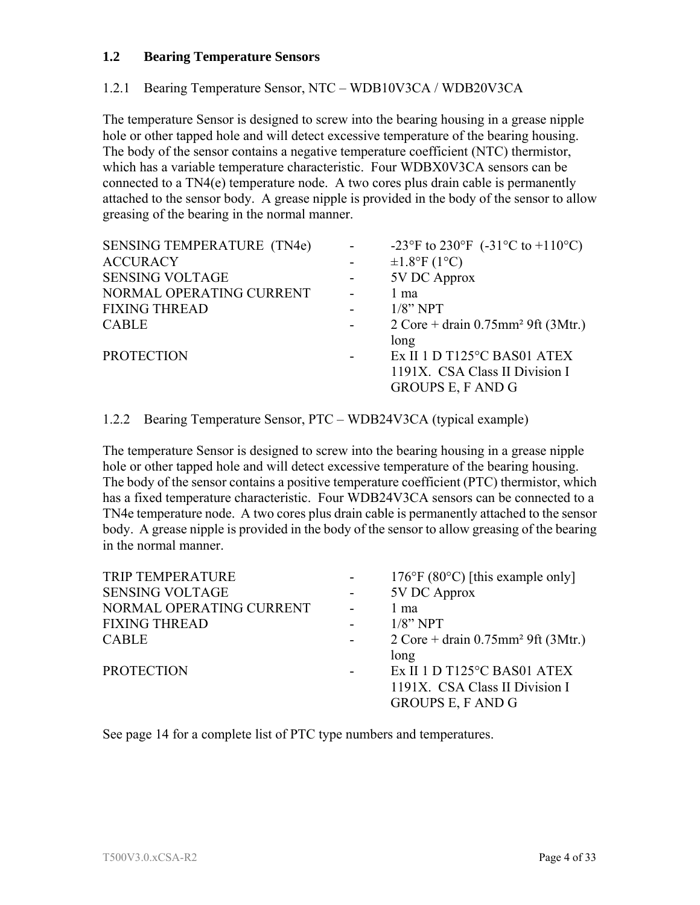## 1.2 Bearing Temperature Sensors

### 1.2.1 Bearing Temperature Sensor, NTC – WDB10V3CA / WDB20V3CA

The temperature Sensor is designed to screw into the bearing housing in a grease nipple hole or other tapped hole and will detect excessive temperature of the bearing housing. The body of the sensor contains a negative temperature coefficient (NTC) thermistor, which has a variable temperature characteristic. Four WDBX0V3CA sensors can be connected to a TN4(e) temperature node. A two cores plus drain cable is permanently attached to the sensor body. A grease nipple is provided in the body of the sensor to allow greasing of the bearing in the normal manner.

| | | |
|---|---|---|
| SENSING TEMPERATURE (TN4e) | - | -23°F to 230°F (-31°C to +110°C) |
| ACCURACY | - | ±1.8°F (1°C) |
| SENSING VOLTAGE | - | 5V DC Approx |
| NORMAL OPERATING CURRENT | - | 1 ma |
| FIXING THREAD | - | 1/8" NPT |
| CABLE | - | 2 Core + drain 0.75mm² 9ft (3Mtr.) long |
| PROTECTION | - | Ex II 1 D T125°C BAS01 ATEX 1191X. CSA Class II Division I GROUPS E, F AND G |

### 1.2.2 Bearing Temperature Sensor, PTC – WDB24V3CA (typical example)

The temperature Sensor is designed to screw into the bearing housing in a grease nipple hole or other tapped hole and will detect excessive temperature of the bearing housing. The body of the sensor contains a positive temperature coefficient (PTC) thermistor, which has a fixed temperature characteristic. Four WDB24V3CA sensors can be connected to a TN4e temperature node. A two cores plus drain cable is permanently attached to the sensor body. A grease nipple is provided in the body of the sensor to allow greasing of the bearing in the normal manner.

| | | |
|---|---|---|
| TRIP TEMPERATURE | - | 176°F (80°C) [this example only] |
| SENSING VOLTAGE | - | 5V DC Approx |
| NORMAL OPERATING CURRENT | - | 1 ma |
| FIXING THREAD | - | 1/8" NPT |
| CABLE | - | 2 Core + drain 0.75mm² 9ft (3Mtr.) long |
| PROTECTION | - | Ex II 1 D T125°C BAS01 ATEX 1191X. CSA Class II Division I GROUPS E, F AND G |

See page 14 for a complete list of PTC type numbers and temperatures.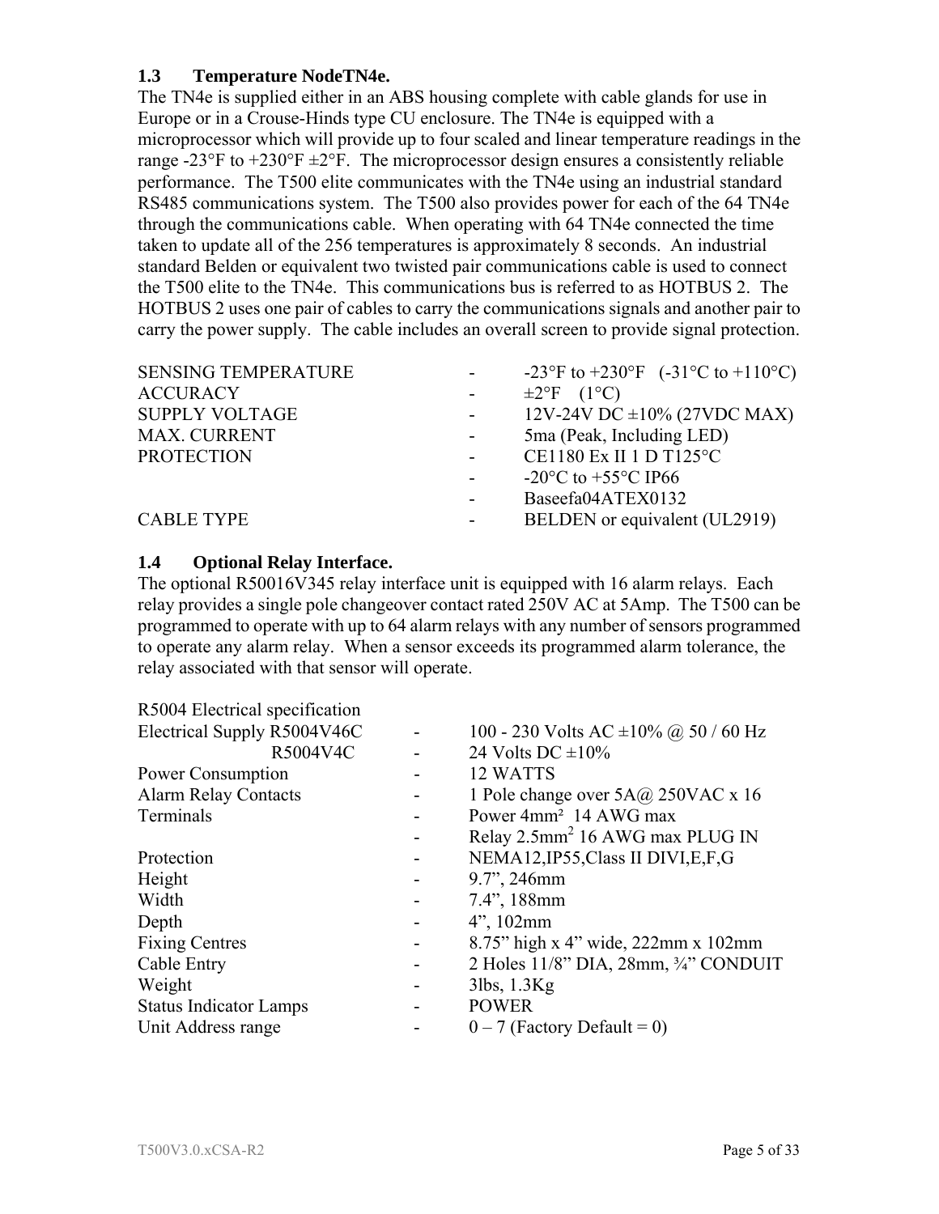### 1.3 Temperature NodeTN4e.

The TN4e is supplied either in an ABS housing complete with cable glands for use in Europe or in a Crouse-Hinds type CU enclosure. The TN4e is equipped with a microprocessor which will provide up to four scaled and linear temperature readings in the range -23°F to +230°F ±2°F. The microprocessor design ensures a consistently reliable performance. The T500 elite communicates with the TN4e using an industrial standard RS485 communications system. The T500 also provides power for each of the 64 TN4e through the communications cable. When operating with 64 TN4e connected the time taken to update all of the 256 temperatures is approximately 8 seconds. An industrial standard Belden or equivalent two twisted pair communications cable is used to connect the T500 elite to the TN4e. This communications bus is referred to as HOTBUS 2. The HOTBUS 2 uses one pair of cables to carry the communications signals and another pair to carry the power supply. The cable includes an overall screen to provide signal protection.

| | | |
|---|---|---|
| SENSING TEMPERATURE | - | -23°F to +230°F (-31°C to +110°C) |
| ACCURACY | - | ±2°F (1°C) |
| SUPPLY VOLTAGE | - | 12V-24V DC ±10% (27VDC MAX) |
| MAX. CURRENT | - | 5ma (Peak, Including LED) |
| PROTECTION | - | CE1180 Ex II 1 D T125°C |
| | - | -20°C to +55°C IP66 |
| | - | Baseefa04ATEX0132 |
| CABLE TYPE | - | BELDEN or equivalent (UL2919) |

### 1.4 Optional Relay Interface.

The optional R50016V345 relay interface unit is equipped with 16 alarm relays. Each relay provides a single pole changeover contact rated 250V AC at 5Amp. The T500 can be programmed to operate with up to 64 alarm relays with any number of sensors programmed to operate any alarm relay. When a sensor exceeds its programmed alarm tolerance, the relay associated with that sensor will operate.

| R5004 Electrical specification | | |
|---|---|---|
| Electrical Supply R5004V46C | - | 100 - 230 Volts AC ±10% @ 50 / 60 Hz |
| R5004V4C | - | 24 Volts DC ±10% |
| Power Consumption | - | 12 WATTS |
| Alarm Relay Contacts | - | 1 Pole change over 5A@ 250VAC x 16 |
| Terminals | - | Power 4mm² 14 AWG max |
| | - | Relay 2.5mm² 16 AWG max PLUG IN |
| Protection | - | NEMA12,IP55,Class II DIVI,E,F,G |
| Height | - | 9.7”, 246mm |
| Width | - | 7.4”, 188mm |
| Depth | - | 4”, 102mm |
| Fixing Centres | - | 8.75” high x 4” wide, 222mm x 102mm |
| Cable Entry | - | 2 Holes 11/8” DIA, 28mm, ¾” CONDUIT |
| Weight | - | 3lbs, 1.3Kg |
| Status Indicator Lamps | - | POWER |
| Unit Address range | - | 0 – 7 (Factory Default = 0) |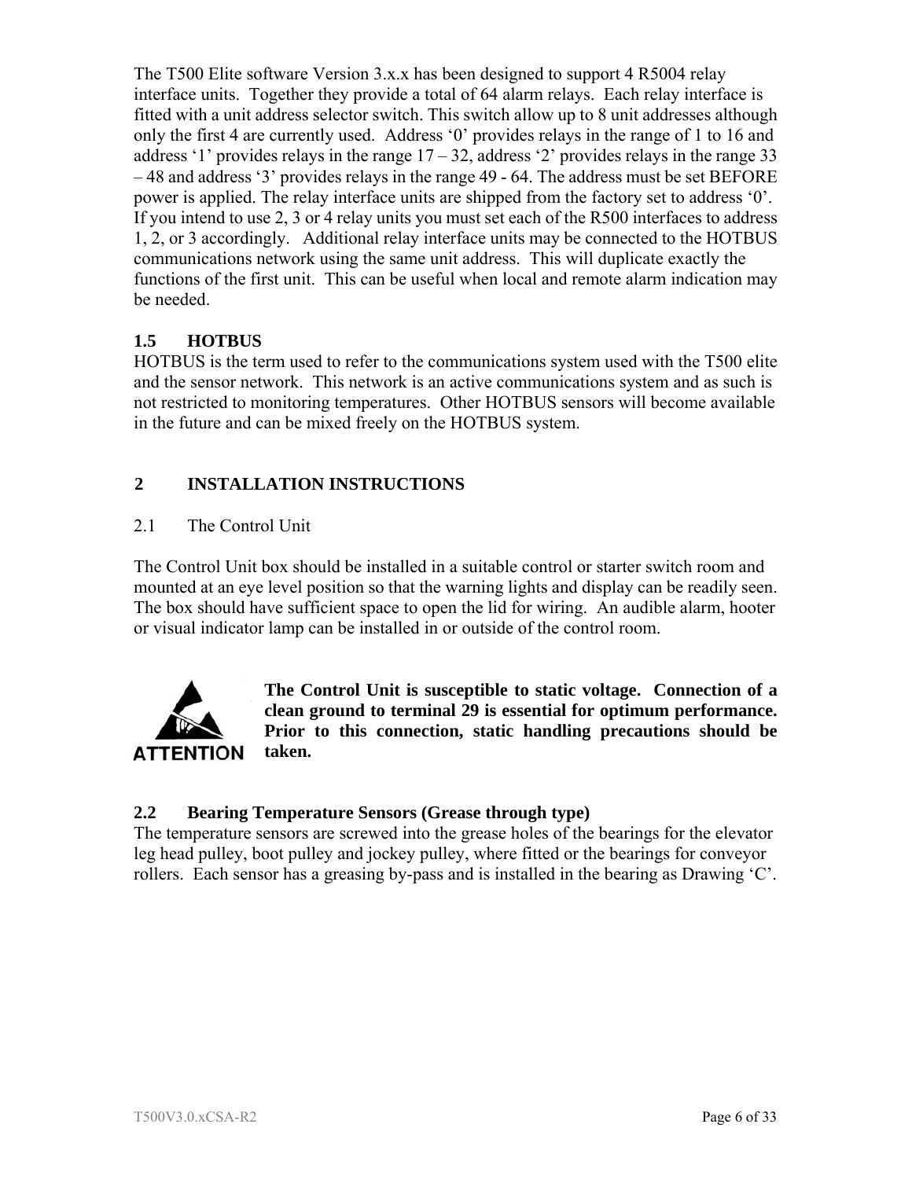The T500 Elite software Version 3.x.x has been designed to support 4 R5004 relay interface units. Together they provide a total of 64 alarm relays. Each relay interface is fitted with a unit address selector switch. This switch allow up to 8 unit addresses although only the first 4 are currently used. Address ‘0’ provides relays in the range of 1 to 16 and address ‘1’ provides relays in the range 17 – 32, address ‘2’ provides relays in the range 33 – 48 and address ‘3’ provides relays in the range 49 - 64. The address must be set BEFORE power is applied. The relay interface units are shipped from the factory set to address ‘0’. If you intend to use 2, 3 or 4 relay units you must set each of the R500 interfaces to address 1, 2, or 3 accordingly. Additional relay interface units may be connected to the HOTBUS communications network using the same unit address. This will duplicate exactly the functions of the first unit. This can be useful when local and remote alarm indication may be needed.

### 1.5 HOTBUS

HOTBUS is the term used to refer to the communications system used with the T500 elite and the sensor network. This network is an active communications system and as such is not restricted to monitoring temperatures. Other HOTBUS sensors will become available in the future and can be mixed freely on the HOTBUS system.

## 2 INSTALLATION INSTRUCTIONS

### 2.1 The Control Unit

The Control Unit box should be installed in a suitable control or starter switch room and mounted at an eye level position so that the warning lights and display can be readily seen. The box should have sufficient space to open the lid for wiring. An audible alarm, hooter or visual indicator lamp can be installed in or outside of the control room.

ATTENTION

**The Control Unit is susceptible to static voltage. Connection of a clean ground to terminal 29 is essential for optimum performance. Prior to this connection, static handling precautions should be taken.**

### 2.2 Bearing Temperature Sensors (Grease through type)

The temperature sensors are screwed into the grease holes of the bearings for the elevator leg head pulley, boot pulley and jockey pulley, where fitted or the bearings for conveyor rollers. Each sensor has a greasing by-pass and is installed in the bearing as Drawing ‘C’.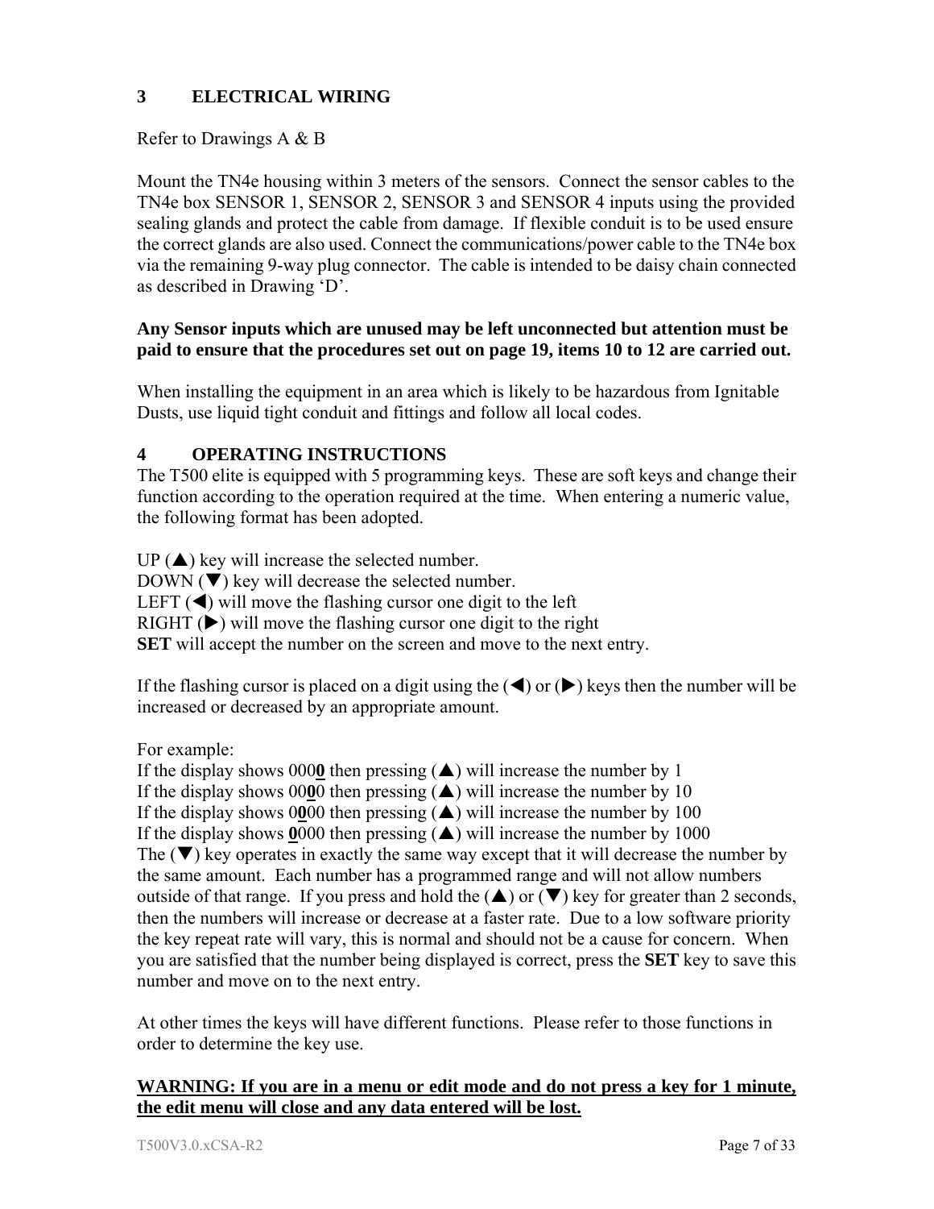## 3 ELECTRICAL WIRING

Refer to Drawings A & B

Mount the TN4e housing within 3 meters of the sensors. Connect the sensor cables to the TN4e box SENSOR 1, SENSOR 2, SENSOR 3 and SENSOR 4 inputs using the provided sealing glands and protect the cable from damage. If flexible conduit is to be used ensure the correct glands are also used. Connect the communications/power cable to the TN4e box via the remaining 9-way plug connector. The cable is intended to be daisy chain connected as described in Drawing 'D'.

**Any Sensor inputs which are unused may be left unconnected but attention must be paid to ensure that the procedures set out on page 19, items 10 to 12 are carried out.**

When installing the equipment in an area which is likely to be hazardous from Ignitable Dusts, use liquid tight conduit and fittings and follow all local codes.

## 4 OPERATING INSTRUCTIONS

The T500 elite is equipped with 5 programming keys. These are soft keys and change their function according to the operation required at the time. When entering a numeric value, the following format has been adopted.

UP (▲) key will increase the selected number.
DOWN (▼) key will decrease the selected number.
LEFT (◀) will move the flashing cursor one digit to the left
RIGHT (▶) will move the flashing cursor one digit to the right
**SET** will accept the number on the screen and move to the next entry.

If the flashing cursor is placed on a digit using the (◀) or (▶) keys then the number will be increased or decreased by an appropriate amount.

For example:
If the display shows 000**0** then pressing (▲) will increase the number by 1
If the display shows 00**0**0 then pressing (▲) will increase the number by 10
If the display shows 0**0**00 then pressing (▲) will increase the number by 100
If the display shows **0**000 then pressing (▲) will increase the number by 1000
The (▼) key operates in exactly the same way except that it will decrease the number by the same amount. Each number has a programmed range and will not allow numbers outside of that range. If you press and hold the (▲) or (▼) key for greater than 2 seconds, then the numbers will increase or decrease at a faster rate. Due to a low software priority the key repeat rate will vary, this is normal and should not be a cause for concern. When you are satisfied that the number being displayed is correct, press the **SET** key to save this number and move on to the next entry.

At other times the keys will have different functions. Please refer to those functions in order to determine the key use.

**WARNING: If you are in a menu or edit mode and do not press a key for 1 minute, the edit menu will close and any data entered will be lost.**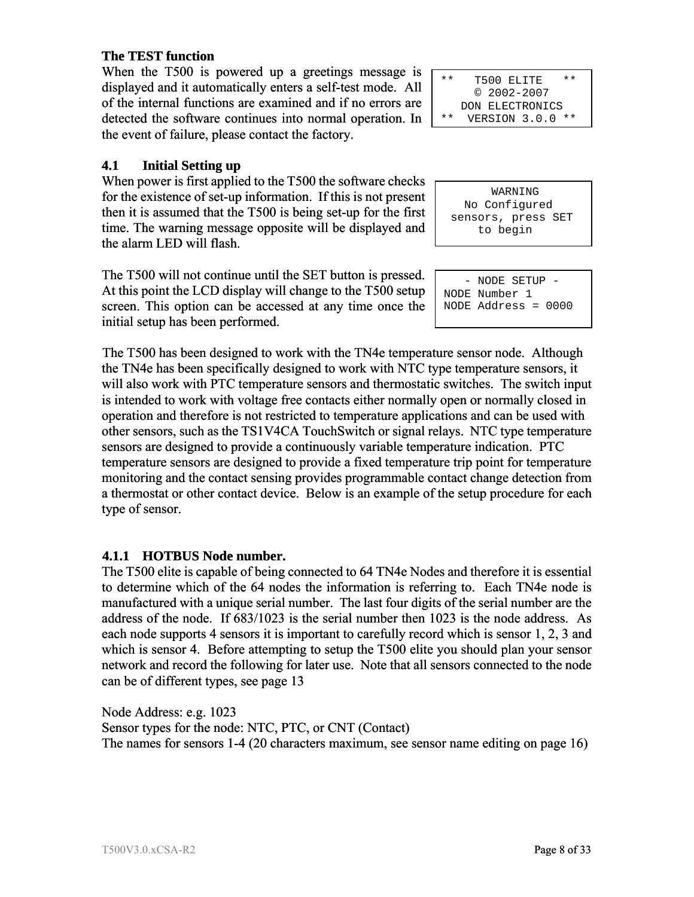**The TEST function**

When the T500 is powered up a greetings message is displayed and it automatically enters a self-test mode. All of the internal functions are examined and if no errors are detected the software continues into normal operation. In the event of failure, please contact the factory.

```
**    T500 ELITE   **
     © 2002-2007
   DON ELECTRONICS
**  VERSION 3.0.0 **
```

## 4.1 Initial Setting up

When power is first applied to the T500 the software checks for the existence of set-up information. If this is not present then it is assumed that the T500 is being set-up for the first time. The warning message opposite will be displayed and the alarm LED will flash.

```
       WARNING
   No Configured
 sensors, press SET
     to begin
```

The T500 will not continue until the SET button is pressed. At this point the LCD display will change to the T500 setup screen. This option can be accessed at any time once the initial setup has been performed.

```
    - NODE SETUP -
NODE Number 1
NODE Address = 0000
```

The T500 has been designed to work with the TN4e temperature sensor node. Although the TN4e has been specifically designed to work with NTC type temperature sensors, it will also work with PTC temperature sensors and thermostatic switches. The switch input is intended to work with voltage free contacts either normally open or normally closed in operation and therefore is not restricted to temperature applications and can be used with other sensors, such as the TS1V4CA TouchSwitch or signal relays. NTC type temperature sensors are designed to provide a continuously variable temperature indication. PTC temperature sensors are designed to provide a fixed temperature trip point for temperature monitoring and the contact sensing provides programmable contact change detection from a thermostat or other contact device. Below is an example of the setup procedure for each type of sensor.

### 4.1.1 HOTBUS Node number.

The T500 elite is capable of being connected to 64 TN4e Nodes and therefore it is essential to determine which of the 64 nodes the information is referring to. Each TN4e node is manufactured with a unique serial number. The last four digits of the serial number are the address of the node. If 683/1023 is the serial number then 1023 is the node address. As each node supports 4 sensors it is important to carefully record which is sensor 1, 2, 3 and which is sensor 4. Before attempting to setup the T500 elite you should plan your sensor network and record the following for later use. Note that all sensors connected to the node can be of different types, see page 13

Node Address: e.g. 1023
Sensor types for the node: NTC, PTC, or CNT (Contact)
The names for sensors 1-4 (20 characters maximum, see sensor name editing on page 16)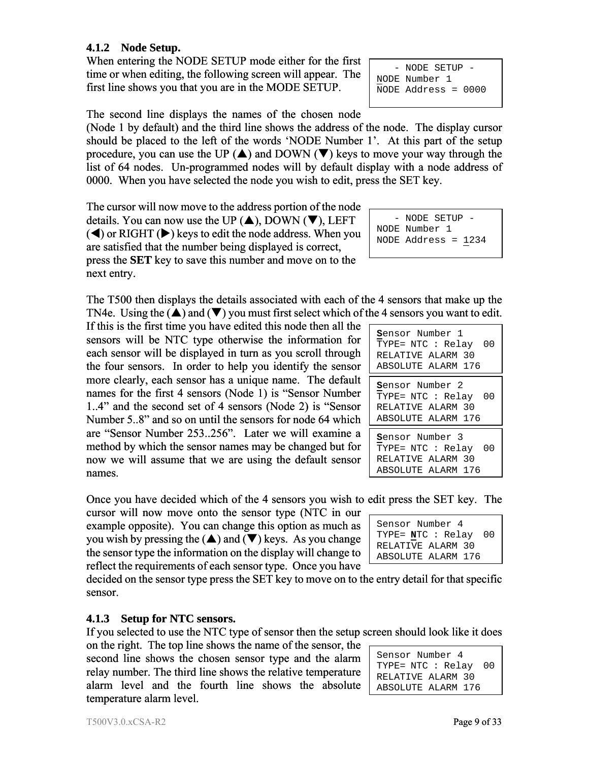### 4.1.2 Node Setup.

When entering the NODE SETUP mode either for the first time or when editing, the following screen will appear. The first line shows you that you are in the MODE SETUP.

```
   - NODE SETUP -
NODE Number 1
NODE Address = 0000
```

The second line displays the names of the chosen node (Node 1 by default) and the third line shows the address of the node. The display cursor should be placed to the left of the words 'NODE Number 1'. At this part of the setup procedure, you can use the UP (▲) and DOWN (▼) keys to move your way through the list of 64 nodes. Un-programmed nodes will by default display with a node address of 0000. When you have selected the node you wish to edit, press the SET key.

The cursor will now move to the address portion of the node details. You can now use the UP (▲), DOWN (▼), LEFT (◀) or RIGHT (▶) keys to edit the node address. When you are satisfied that the number being displayed is correct, press the **SET** key to save this number and move on to the next entry.

```
   - NODE SETUP -
NODE Number 1
NODE Address = 1234
```

The T500 then displays the details associated with each of the 4 sensors that make up the TN4e. Using the (▲) and (▼) you must first select which of the 4 sensors you want to edit. If this is the first time you have edited this node then all the sensors will be NTC type otherwise the information for each sensor will be displayed in turn as you scroll through the four sensors. In order to help you identify the sensor more clearly, each sensor has a unique name. The default names for the first 4 sensors (Node 1) is "Sensor Number 1..4" and the second set of 4 sensors (Node 2) is "Sensor Number 5..8" and so on until the sensors for node 64 which are "Sensor Number 253..256". Later we will examine a method by which the sensor names may be changed but for now we will assume that we are using the default sensor names.

```
Sensor Number 1
TYPE= NTC : Relay  00
RELATIVE ALARM 30
ABSOLUTE ALARM 176
```

```
Sensor Number 2
TYPE= NTC : Relay  00
RELATIVE ALARM 30
ABSOLUTE ALARM 176
```

```
Sensor Number 3
TYPE= NTC : Relay  00
RELATIVE ALARM 30
ABSOLUTE ALARM 176
```

Once you have decided which of the 4 sensors you wish to edit press the SET key. The cursor will now move onto the sensor type (NTC in our example opposite). You can change this option as much as you wish by pressing the (▲) and (▼) keys. As you change the sensor type the information on the display will change to reflect the requirements of each sensor type. Once you have decided on the sensor type press the SET key to move on to the entry detail for that specific sensor.

```
Sensor Number 4
TYPE= NTC : Relay  00
RELATIVE ALARM 30
ABSOLUTE ALARM 176
```

### 4.1.3 Setup for NTC sensors.

If you selected to use the NTC type of sensor then the setup screen should look like it does on the right. The top line shows the name of the sensor, the second line shows the chosen sensor type and the alarm relay number. The third line shows the relative temperature alarm level and the fourth line shows the absolute temperature alarm level.

```
Sensor Number 4
TYPE= NTC : Relay  00
RELATIVE ALARM 30
ABSOLUTE ALARM 176
```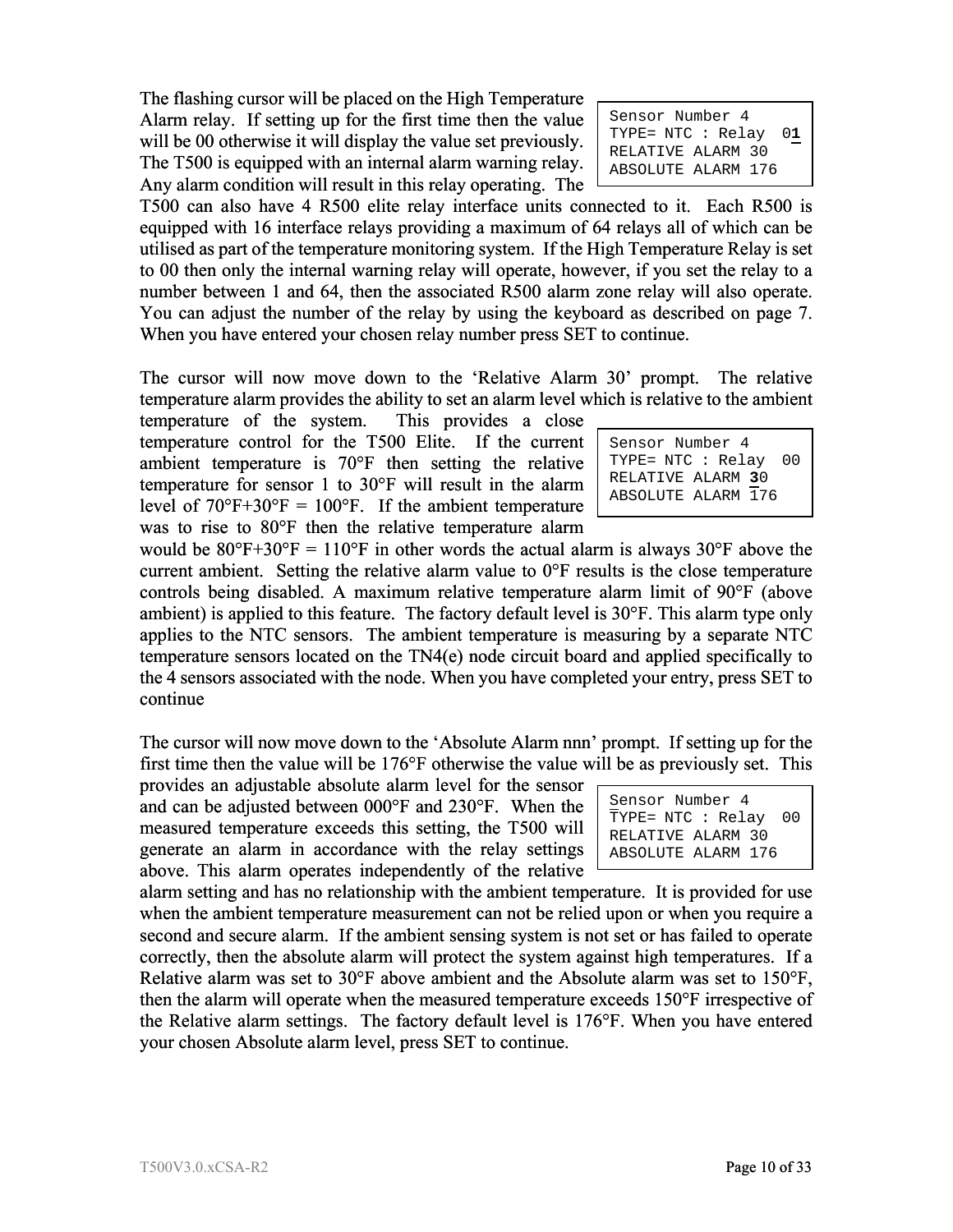```
Sensor Number 4
TYPE= NTC : Relay  01
RELATIVE ALARM 30
ABSOLUTE ALARM 176
```

The flashing cursor will be placed on the High Temperature Alarm relay. If setting up for the first time then the value will be 00 otherwise it will display the value set previously. The T500 is equipped with an internal alarm warning relay. Any alarm condition will result in this relay operating. The T500 can also have 4 R500 elite relay interface units connected to it. Each R500 is equipped with 16 interface relays providing a maximum of 64 relays all of which can be utilised as part of the temperature monitoring system. If the High Temperature Relay is set to 00 then only the internal warning relay will operate, however, if you set the relay to a number between 1 and 64, then the associated R500 alarm zone relay will also operate. You can adjust the number of the relay by using the keyboard as described on page 7. When you have entered your chosen relay number press SET to continue.

```
Sensor Number 4
TYPE= NTC : Relay  00
RELATIVE ALARM 30
ABSOLUTE ALARM 176
```

The cursor will now move down to the 'Relative Alarm 30' prompt. The relative temperature alarm provides the ability to set an alarm level which is relative to the ambient temperature of the system. This provides a close temperature control for the T500 Elite. If the current ambient temperature is 70°F then setting the relative temperature for sensor 1 to 30°F will result in the alarm level of 70°F+30°F = 100°F. If the ambient temperature was to rise to 80°F then the relative temperature alarm would be 80°F+30°F = 110°F in other words the actual alarm is always 30°F above the current ambient. Setting the relative alarm value to 0°F results is the close temperature controls being disabled. A maximum relative temperature alarm limit of 90°F (above ambient) is applied to this feature. The factory default level is 30°F. This alarm type only applies to the NTC sensors. The ambient temperature is measuring by a separate NTC temperature sensors located on the TN4(e) node circuit board and applied specifically to the 4 sensors associated with the node. When you have completed your entry, press SET to continue

```
Sensor Number 4
TYPE= NTC : Relay  00
RELATIVE ALARM 30
ABSOLUTE ALARM 176
```

The cursor will now move down to the 'Absolute Alarm nnn' prompt. If setting up for the first time then the value will be 176°F otherwise the value will be as previously set. This provides an adjustable absolute alarm level for the sensor and can be adjusted between 000°F and 230°F. When the measured temperature exceeds this setting, the T500 will generate an alarm in accordance with the relay settings above. This alarm operates independently of the relative alarm setting and has no relationship with the ambient temperature. It is provided for use when the ambient temperature measurement can not be relied upon or when you require a second and secure alarm. If the ambient sensing system is not set or has failed to operate correctly, then the absolute alarm will protect the system against high temperatures. If a Relative alarm was set to 30°F above ambient and the Absolute alarm was set to 150°F, then the alarm will operate when the measured temperature exceeds 150°F irrespective of the Relative alarm settings. The factory default level is 176°F. When you have entered your chosen Absolute alarm level, press SET to continue.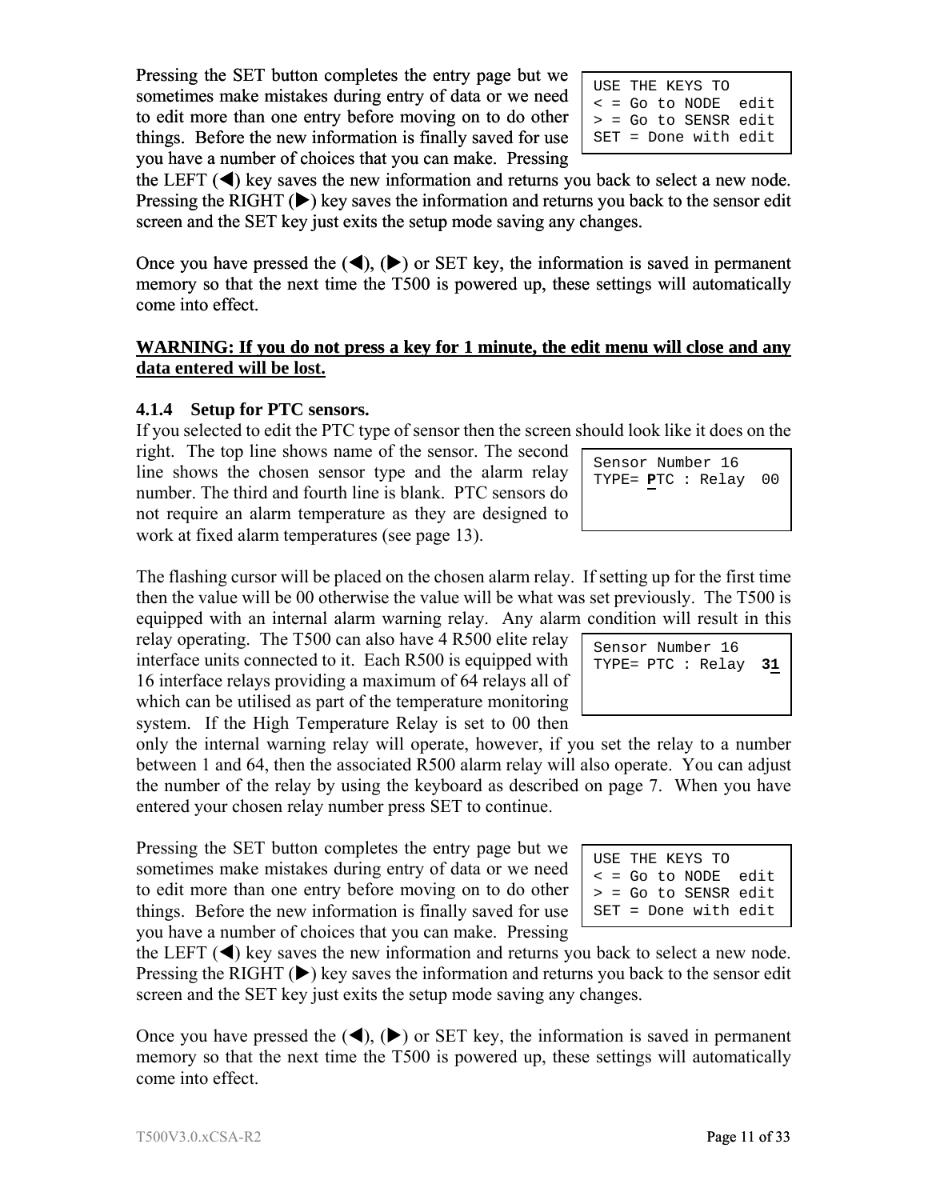Pressing the SET button completes the entry page but we sometimes make mistakes during entry of data or we need to edit more than one entry before moving on to do other things. Before the new information is finally saved for use you have a number of choices that you can make. Pressing the LEFT (◀) key saves the new information and returns you back to select a new node. Pressing the RIGHT (▶) key saves the information and returns you back to the sensor edit screen and the SET key just exits the setup mode saving any changes.

```
USE THE KEYS TO
< = Go to NODE  edit
> = Go to SENSR edit
SET = Done with edit
```

Once you have pressed the (◀), (▶) or SET key, the information is saved in permanent memory so that the next time the T500 is powered up, these settings will automatically come into effect.

**WARNING: If you do not press a key for 1 minute, the edit menu will close and any data entered will be lost.**

### 4.1.4 Setup for PTC sensors.

If you selected to edit the PTC type of sensor then the screen should look like it does on the right. The top line shows name of the sensor. The second line shows the chosen sensor type and the alarm relay number. The third and fourth line is blank. PTC sensors do not require an alarm temperature as they are designed to work at fixed alarm temperatures (see page 13).

```
Sensor Number 16
TYPE= PTC : Relay  00
```

The flashing cursor will be placed on the chosen alarm relay. If setting up for the first time then the value will be 00 otherwise the value will be what was set previously. The T500 is equipped with an internal alarm warning relay. Any alarm condition will result in this relay operating. The T500 can also have 4 R500 elite relay interface units connected to it. Each R500 is equipped with 16 interface relays providing a maximum of 64 relays all of which can be utilised as part of the temperature monitoring system. If the High Temperature Relay is set to 00 then only the internal warning relay will operate, however, if you set the relay to a number between 1 and 64, then the associated R500 alarm relay will also operate. You can adjust the number of the relay by using the keyboard as described on page 7. When you have entered your chosen relay number press SET to continue.

```
Sensor Number 16
TYPE= PTC : Relay  31
```

Pressing the SET button completes the entry page but we sometimes make mistakes during entry of data or we need to edit more than one entry before moving on to do other things. Before the new information is finally saved for use you have a number of choices that you can make. Pressing the LEFT (◀) key saves the new information and returns you back to select a new node. Pressing the RIGHT (▶) key saves the information and returns you back to the sensor edit screen and the SET key just exits the setup mode saving any changes.

```
USE THE KEYS TO
< = Go to NODE  edit
> = Go to SENSR edit
SET = Done with edit
```

Once you have pressed the (◀), (▶) or SET key, the information is saved in permanent memory so that the next time the T500 is powered up, these settings will automatically come into effect.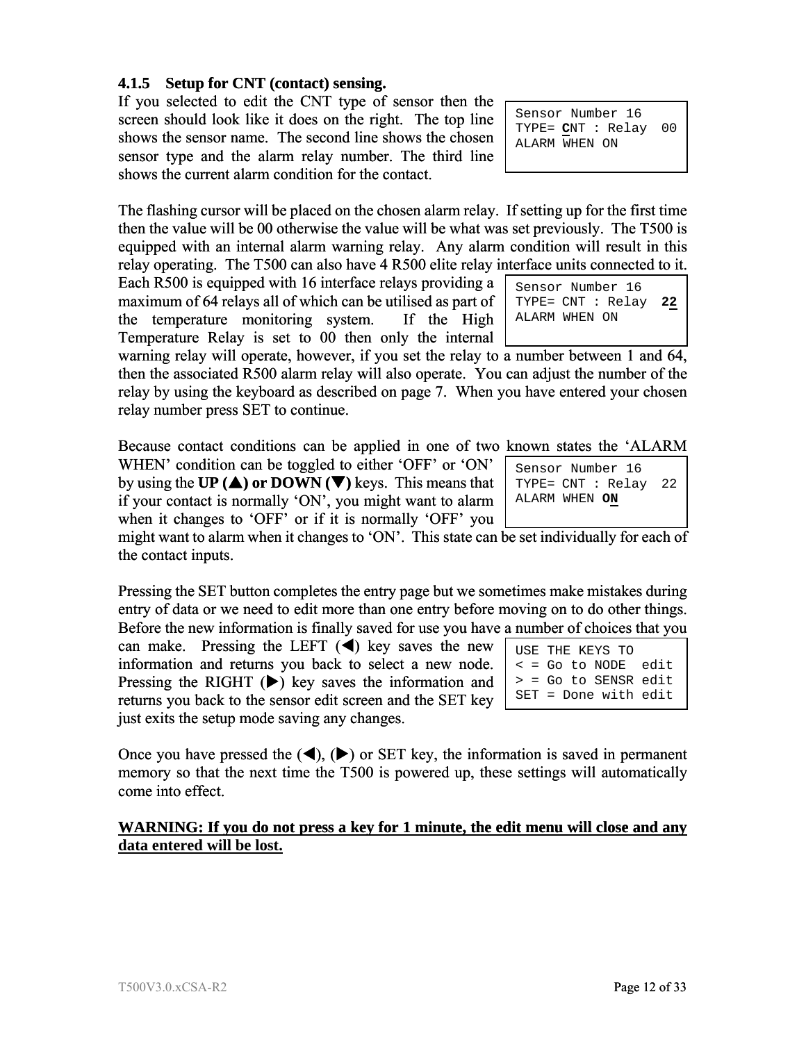### 4.1.5 Setup for CNT (contact) sensing.

If you selected to edit the CNT type of sensor then the screen should look like it does on the right. The top line shows the sensor name. The second line shows the chosen sensor type and the alarm relay number. The third line shows the current alarm condition for the contact.

```
Sensor Number 16
TYPE= CNT : Relay  00
ALARM WHEN ON
```

The flashing cursor will be placed on the chosen alarm relay. If setting up for the first time then the value will be 00 otherwise the value will be what was set previously. The T500 is equipped with an internal alarm warning relay. Any alarm condition will result in this relay operating. The T500 can also have 4 R500 elite relay interface units connected to it. Each R500 is equipped with 16 interface relays providing a maximum of 64 relays all of which can be utilised as part of the temperature monitoring system. If the High Temperature Relay is set to 00 then only the internal warning relay will operate, however, if you set the relay to a number between 1 and 64, then the associated R500 alarm relay will also operate. You can adjust the number of the relay by using the keyboard as described on page 7. When you have entered your chosen relay number press SET to continue.

```
Sensor Number 16
TYPE= CNT : Relay  22
ALARM WHEN ON
```

Because contact conditions can be applied in one of two known states the 'ALARM WHEN' condition can be toggled to either 'OFF' or 'ON' by using the **UP (▲) or DOWN (▼)** keys. This means that if your contact is normally 'ON', you might want to alarm when it changes to 'OFF' or if it is normally 'OFF' you might want to alarm when it changes to 'ON'. This state can be set individually for each of the contact inputs.

```
Sensor Number 16
TYPE= CNT : Relay  22
ALARM WHEN ON
```

Pressing the SET button completes the entry page but we sometimes make mistakes during entry of data or we need to edit more than one entry before moving on to do other things. Before the new information is finally saved for use you have a number of choices that you can make. Pressing the LEFT (◀) key saves the new information and returns you back to select a new node. Pressing the RIGHT (▶) key saves the information and returns you back to the sensor edit screen and the SET key just exits the setup mode saving any changes.

```
USE THE KEYS TO
< = Go to NODE  edit
> = Go to SENSR edit
SET = Done with edit
```

Once you have pressed the (◀), (▶) or SET key, the information is saved in permanent memory so that the next time the T500 is powered up, these settings will automatically come into effect.

**WARNING: If you do not press a key for 1 minute, the edit menu will close and any data entered will be lost.**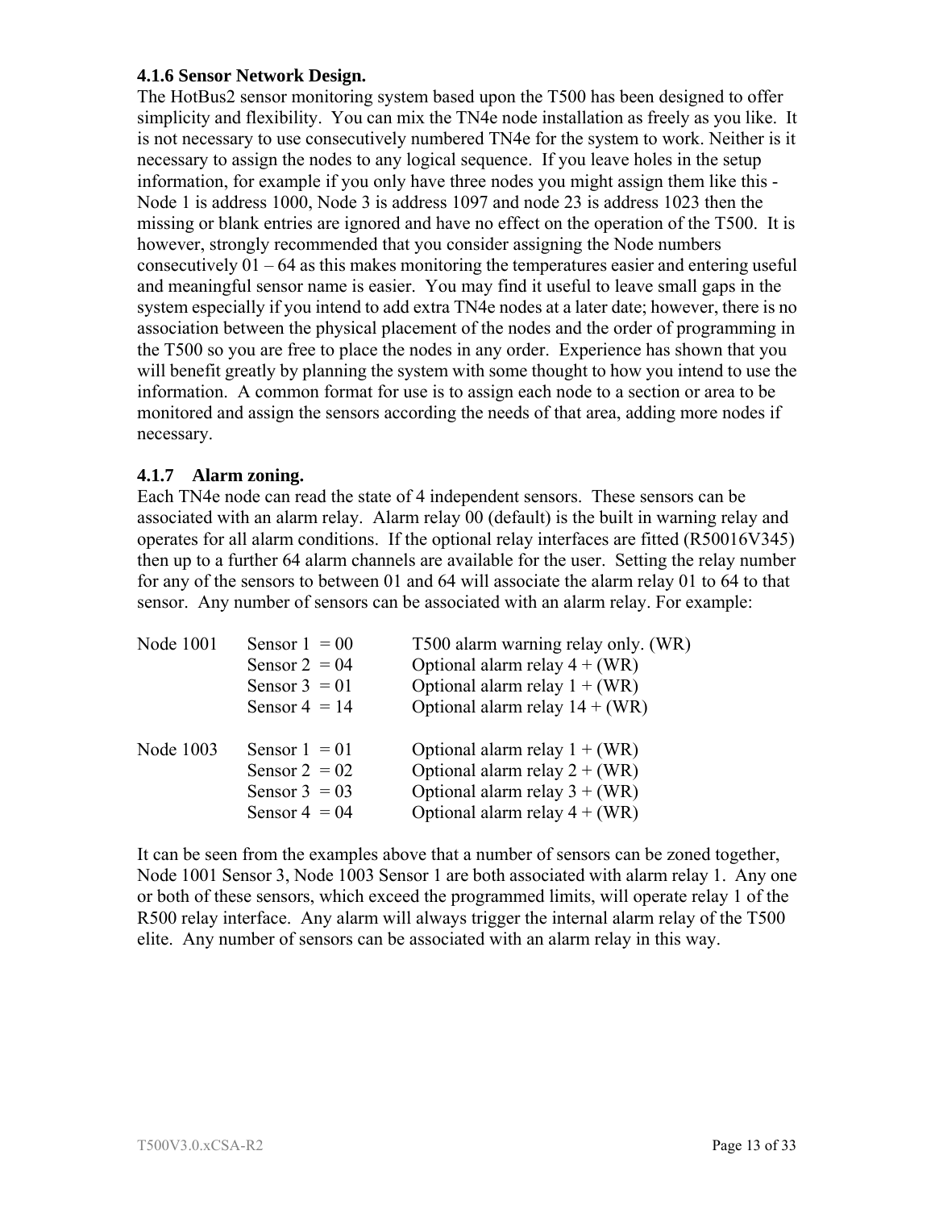### 4.1.6 Sensor Network Design.

The HotBus2 sensor monitoring system based upon the T500 has been designed to offer simplicity and flexibility. You can mix the TN4e node installation as freely as you like. It is not necessary to use consecutively numbered TN4e for the system to work. Neither is it necessary to assign the nodes to any logical sequence. If you leave holes in the setup information, for example if you only have three nodes you might assign them like this - Node 1 is address 1000, Node 3 is address 1097 and node 23 is address 1023 then the missing or blank entries are ignored and have no effect on the operation of the T500. It is however, strongly recommended that you consider assigning the Node numbers consecutively 01 – 64 as this makes monitoring the temperatures easier and entering useful and meaningful sensor name is easier. You may find it useful to leave small gaps in the system especially if you intend to add extra TN4e nodes at a later date; however, there is no association between the physical placement of the nodes and the order of programming in the T500 so you are free to place the nodes in any order. Experience has shown that you will benefit greatly by planning the system with some thought to how you intend to use the information. A common format for use is to assign each node to a section or area to be monitored and assign the sensors according the needs of that area, adding more nodes if necessary.

### 4.1.7 Alarm zoning.

Each TN4e node can read the state of 4 independent sensors. These sensors can be associated with an alarm relay. Alarm relay 00 (default) is the built in warning relay and operates for all alarm conditions. If the optional relay interfaces are fitted (R50016V345) then up to a further 64 alarm channels are available for the user. Setting the relay number for any of the sensors to between 01 and 64 will associate the alarm relay 01 to 64 to that sensor. Any number of sensors can be associated with an alarm relay. For example:

| | | |
|---|---|---|
| Node 1001 | Sensor 1 = 00 | T500 alarm warning relay only. (WR) |
| | Sensor 2 = 04 | Optional alarm relay 4 + (WR) |
| | Sensor 3 = 01 | Optional alarm relay 1 + (WR) |
| | Sensor 4 = 14 | Optional alarm relay 14 + (WR) |
| Node 1003 | Sensor 1 = 01 | Optional alarm relay 1 + (WR) |
| | Sensor 2 = 02 | Optional alarm relay 2 + (WR) |
| | Sensor 3 = 03 | Optional alarm relay 3 + (WR) |
| | Sensor 4 = 04 | Optional alarm relay 4 + (WR) |

It can be seen from the examples above that a number of sensors can be zoned together, Node 1001 Sensor 3, Node 1003 Sensor 1 are both associated with alarm relay 1. Any one or both of these sensors, which exceed the programmed limits, will operate relay 1 of the R500 relay interface. Any alarm will always trigger the internal alarm relay of the T500 elite. Any number of sensors can be associated with an alarm relay in this way.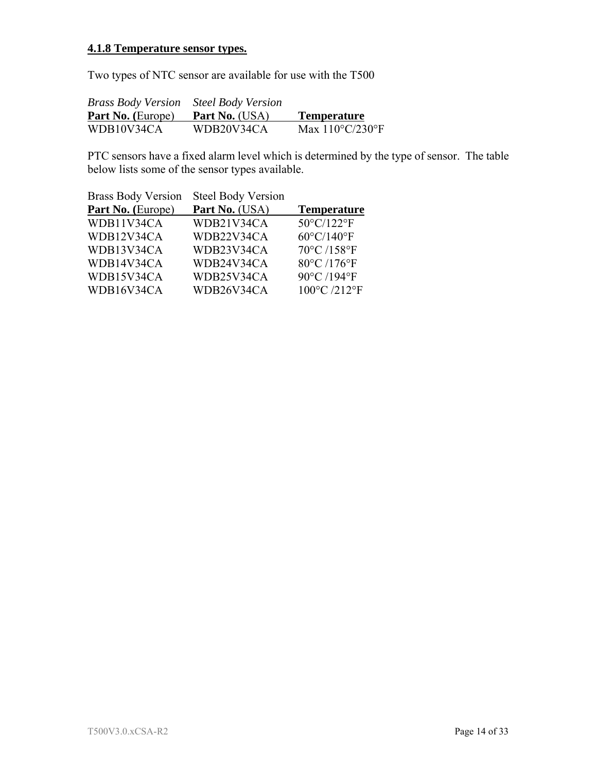#### **4.1.8 Temperature sensor types.**

Two types of NTC sensor are available for use with the T500

| *Brass Body Version* **Part No. (**Europe) | *Steel Body Version* **Part No.** (USA) | **Temperature** |
|---|---|---|
| WDB10V34CA | WDB20V34CA | Max 110°C/230°F |

PTC sensors have a fixed alarm level which is determined by the type of sensor. The table below lists some of the sensor types available.

| Brass Body Version **Part No. (**Europe) | Steel Body Version **Part No.** (USA) | **Temperature** |
|---|---|---|
| WDB11V34CA | WDB21V34CA | 50°C/122°F |
| WDB12V34CA | WDB22V34CA | 60°C/140°F |
| WDB13V34CA | WDB23V34CA | 70°C /158°F |
| WDB14V34CA | WDB24V34CA | 80°C /176°F |
| WDB15V34CA | WDB25V34CA | 90°C /194°F |
| WDB16V34CA | WDB26V34CA | 100°C /212°F |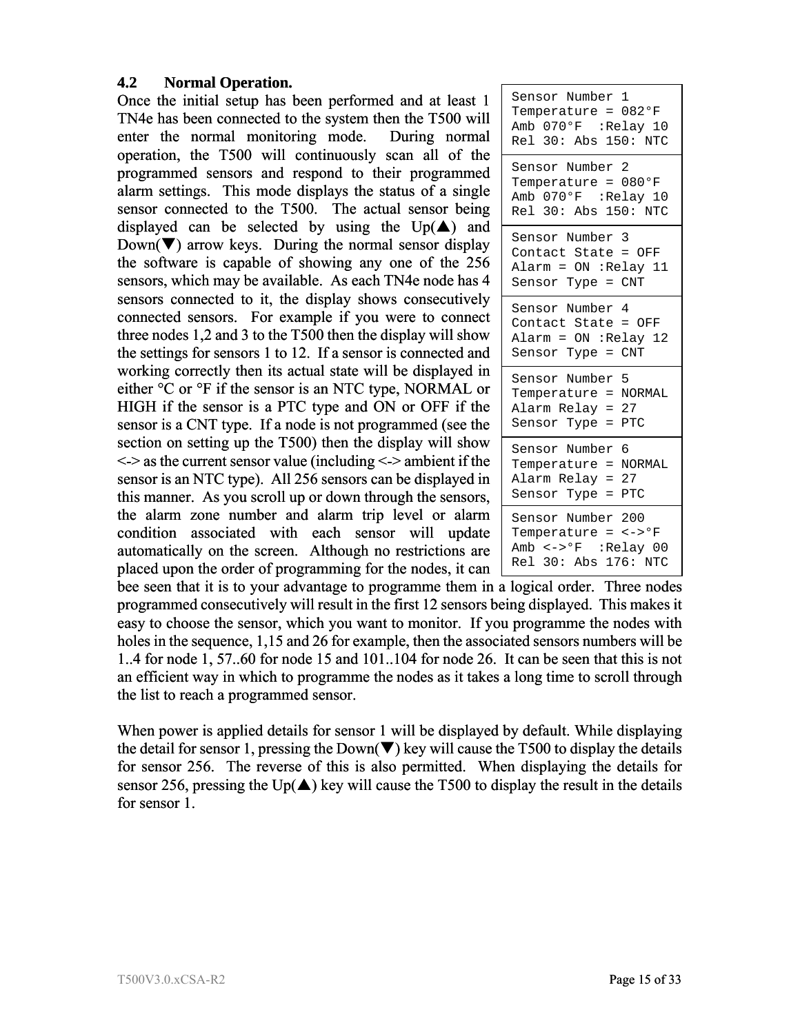## 4.2 Normal Operation.

Once the initial setup has been performed and at least 1 TN4e has been connected to the system then the T500 will enter the normal monitoring mode. During normal operation, the T500 will continuously scan all of the programmed sensors and respond to their programmed alarm settings. This mode displays the status of a single sensor connected to the T500. The actual sensor being displayed can be selected by using the Up(▲) and Down(▼) arrow keys. During the normal sensor display the software is capable of showing any one of the 256 sensors, which may be available. As each TN4e node has 4 sensors connected to it, the display shows consecutively connected sensors. For example if you were to connect three nodes 1,2 and 3 to the T500 then the display will show the settings for sensors 1 to 12. If a sensor is connected and working correctly then its actual state will be displayed in either °C or °F if the sensor is an NTC type, NORMAL or HIGH if the sensor is a PTC type and ON or OFF if the sensor is a CNT type. If a node is not programmed (see the section on setting up the T500) then the display will show <-> as the current sensor value (including <-> ambient if the sensor is an NTC type). All 256 sensors can be displayed in this manner. As you scroll up or down through the sensors, the alarm zone number and alarm trip level or alarm condition associated with each sensor will update automatically on the screen. Although no restrictions are placed upon the order of programming for the nodes, it can bee seen that it is to your advantage to programme them in a logical order. Three nodes programmed consecutively will result in the first 12 sensors being displayed. This makes it easy to choose the sensor, which you want to monitor. If you programme the nodes with holes in the sequence, 1,15 and 26 for example, then the associated sensors numbers will be 1..4 for node 1, 57..60 for node 15 and 101..104 for node 26. It can be seen that this is not an efficient way in which to programme the nodes as it takes a long time to scroll through the list to reach a programmed sensor.

```
Sensor Number 1
Temperature = 082°F
Amb 070°F  :Relay 10
Rel 30: Abs 150: NTC
```

```
Sensor Number 2
Temperature = 080°F
Amb 070°F  :Relay 10
Rel 30: Abs 150: NTC
```

```
Sensor Number 3
Contact State = OFF
Alarm = ON :Relay 11
Sensor Type = CNT
```

```
Sensor Number 4
Contact State = OFF
Alarm = ON :Relay 12
Sensor Type = CNT
```

```
Sensor Number 5
Temperature = NORMAL
Alarm Relay = 27
Sensor Type = PTC
```

```
Sensor Number 6
Temperature = NORMAL
Alarm Relay = 27
Sensor Type = PTC
```

```
Sensor Number 200
Temperature = <->°F
Amb <->°F  :Relay 00
Rel 30: Abs 176: NTC
```

When power is applied details for sensor 1 will be displayed by default. While displaying the detail for sensor 1, pressing the Down(▼) key will cause the T500 to display the details for sensor 256. The reverse of this is also permitted. When displaying the details for sensor 256, pressing the Up(▲) key will cause the T500 to display the result in the details for sensor 1.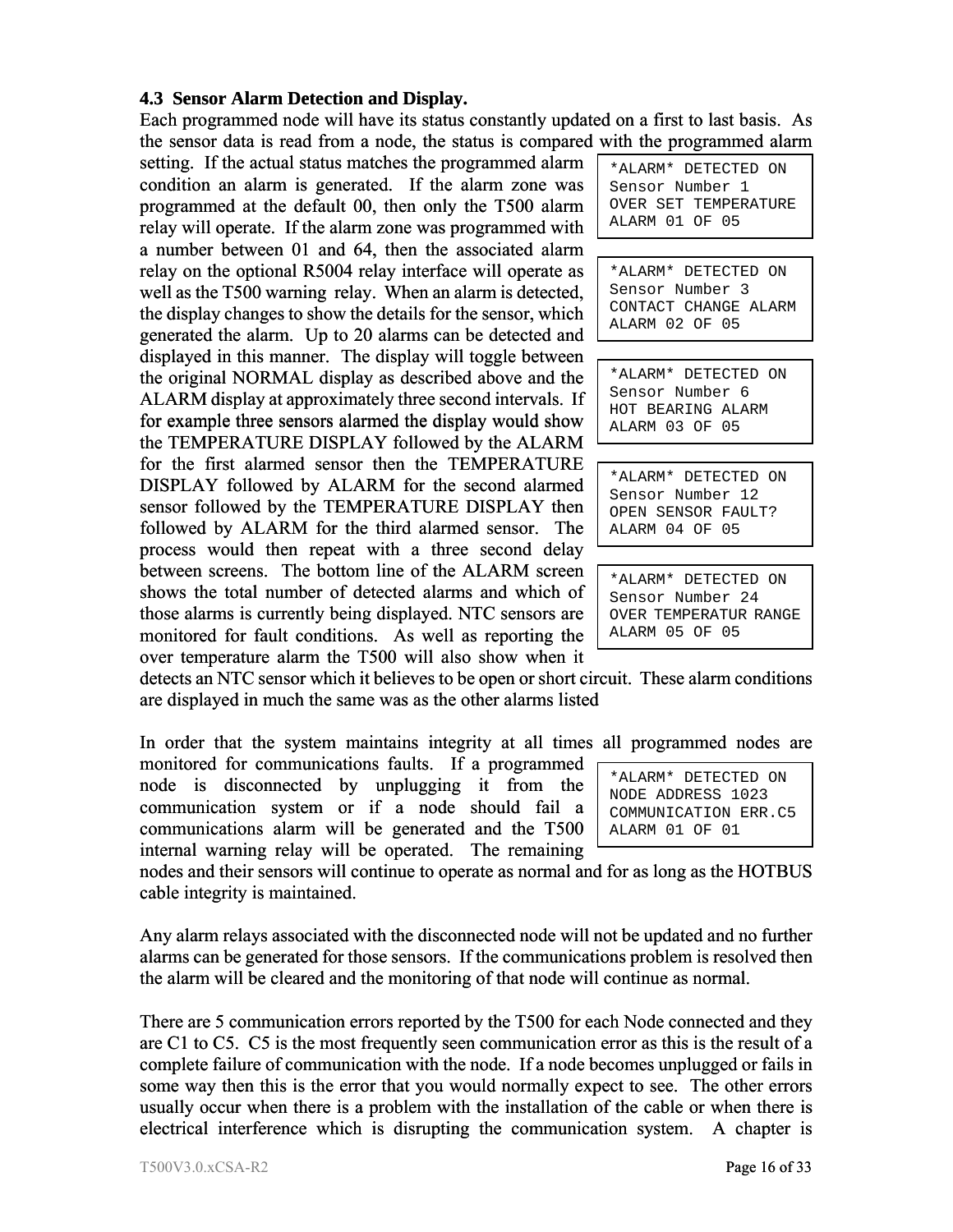### 4.3 Sensor Alarm Detection and Display.

Each programmed node will have its status constantly updated on a first to last basis. As the sensor data is read from a node, the status is compared with the programmed alarm setting. If the actual status matches the programmed alarm condition an alarm is generated. If the alarm zone was programmed at the default 00, then only the T500 alarm relay will operate. If the alarm zone was programmed with a number between 01 and 64, then the associated alarm relay on the optional R5004 relay interface will operate as well as the T500 warning relay. When an alarm is detected, the display changes to show the details for the sensor, which generated the alarm. Up to 20 alarms can be detected and displayed in this manner. The display will toggle between the original NORMAL display as described above and the ALARM display at approximately three second intervals. If for example three sensors alarmed the display would show the TEMPERATURE DISPLAY followed by the ALARM for the first alarmed sensor then the TEMPERATURE DISPLAY followed by ALARM for the second alarmed sensor followed by the TEMPERATURE DISPLAY then followed by ALARM for the third alarmed sensor. The process would then repeat with a three second delay between screens. The bottom line of the ALARM screen shows the total number of detected alarms and which of those alarms is currently being displayed. NTC sensors are monitored for fault conditions. As well as reporting the over temperature alarm the T500 will also show when it detects an NTC sensor which it believes to be open or short circuit. These alarm conditions are displayed in much the same was as the other alarms listed

```
*ALARM* DETECTED ON
Sensor Number 1
OVER SET TEMPERATURE
ALARM 01 OF 05
```

```
*ALARM* DETECTED ON
Sensor Number 3
CONTACT CHANGE ALARM
ALARM 02 OF 05
```

```
*ALARM* DETECTED ON
Sensor Number 6
HOT BEARING ALARM
ALARM 03 OF 05
```

```
*ALARM* DETECTED ON
Sensor Number 12
OPEN SENSOR FAULT?
ALARM 04 OF 05
```

```
*ALARM* DETECTED ON
Sensor Number 24
OVER TEMPERATUR RANGE
ALARM 05 OF 05
```

In order that the system maintains integrity at all times all programmed nodes are monitored for communications faults. If a programmed node is disconnected by unplugging it from the communication system or if a node should fail a communications alarm will be generated and the T500 internal warning relay will be operated. The remaining nodes and their sensors will continue to operate as normal and for as long as the HOTBUS cable integrity is maintained.

```
*ALARM* DETECTED ON
NODE ADDRESS 1023
COMMUNICATION ERR.C5
ALARM 01 OF 01
```

Any alarm relays associated with the disconnected node will not be updated and no further alarms can be generated for those sensors. If the communications problem is resolved then the alarm will be cleared and the monitoring of that node will continue as normal.

There are 5 communication errors reported by the T500 for each Node connected and they are C1 to C5. C5 is the most frequently seen communication error as this is the result of a complete failure of communication with the node. If a node becomes unplugged or fails in some way then this is the error that you would normally expect to see. The other errors usually occur when there is a problem with the installation of the cable or when there is electrical interference which is disrupting the communication system. A chapter is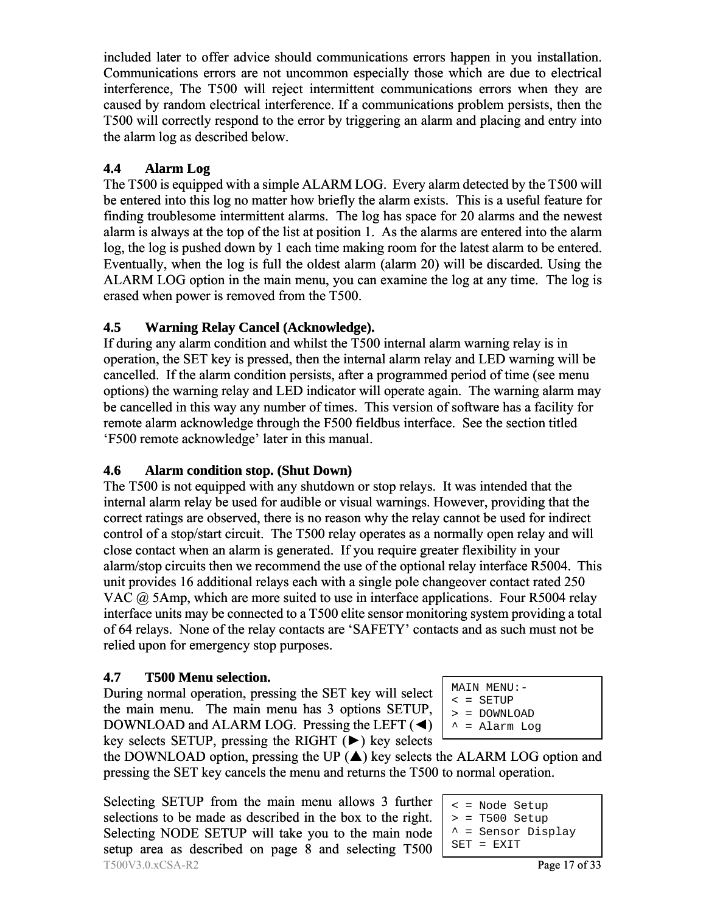included later to offer advice should communications errors happen in you installation. Communications errors are not uncommon especially those which are due to electrical interference, The T500 will reject intermittent communications errors when they are caused by random electrical interference. If a communications problem persists, then the T500 will correctly respond to the error by triggering an alarm and placing and entry into the alarm log as described below.

### 4.4 Alarm Log

The T500 is equipped with a simple ALARM LOG. Every alarm detected by the T500 will be entered into this log no matter how briefly the alarm exists. This is a useful feature for finding troublesome intermittent alarms. The log has space for 20 alarms and the newest alarm is always at the top of the list at position 1. As the alarms are entered into the alarm log, the log is pushed down by 1 each time making room for the latest alarm to be entered. Eventually, when the log is full the oldest alarm (alarm 20) will be discarded. Using the ALARM LOG option in the main menu, you can examine the log at any time. The log is erased when power is removed from the T500.

### 4.5 Warning Relay Cancel (Acknowledge).

If during any alarm condition and whilst the T500 internal alarm warning relay is in operation, the SET key is pressed, then the internal alarm relay and LED warning will be cancelled. If the alarm condition persists, after a programmed period of time (see menu options) the warning relay and LED indicator will operate again. The warning alarm may be cancelled in this way any number of times. This version of software has a facility for remote alarm acknowledge through the F500 fieldbus interface. See the section titled 'F500 remote acknowledge' later in this manual.

### 4.6 Alarm condition stop. (Shut Down)

The T500 is not equipped with any shutdown or stop relays. It was intended that the internal alarm relay be used for audible or visual warnings. However, providing that the correct ratings are observed, there is no reason why the relay cannot be used for indirect control of a stop/start circuit. The T500 relay operates as a normally open relay and will close contact when an alarm is generated. If you require greater flexibility in your alarm/stop circuits then we recommend the use of the optional relay interface R5004. This unit provides 16 additional relays each with a single pole changeover contact rated 250 VAC @ 5Amp, which are more suited to use in interface applications. Four R5004 relay interface units may be connected to a T500 elite sensor monitoring system providing a total of 64 relays. None of the relay contacts are 'SAFETY' contacts and as such must not be relied upon for emergency stop purposes.

### 4.7 T500 Menu selection.

```
MAIN MENU:-
< = SETUP
> = DOWNLOAD
^ = Alarm Log
```

During normal operation, pressing the SET key will select the main menu. The main menu has 3 options SETUP, DOWNLOAD and ALARM LOG. Pressing the LEFT (◄) key selects SETUP, pressing the RIGHT (►) key selects the DOWNLOAD option, pressing the UP (▲) key selects the ALARM LOG option and pressing the SET key cancels the menu and returns the T500 to normal operation.

```
< = Node Setup
> = T500 Setup
^ = Sensor Display
SET = EXIT
```

Selecting SETUP from the main menu allows 3 further selections to be made as described in the box to the right. Selecting NODE SETUP will take you to the main node setup area as described on page 8 and selecting T500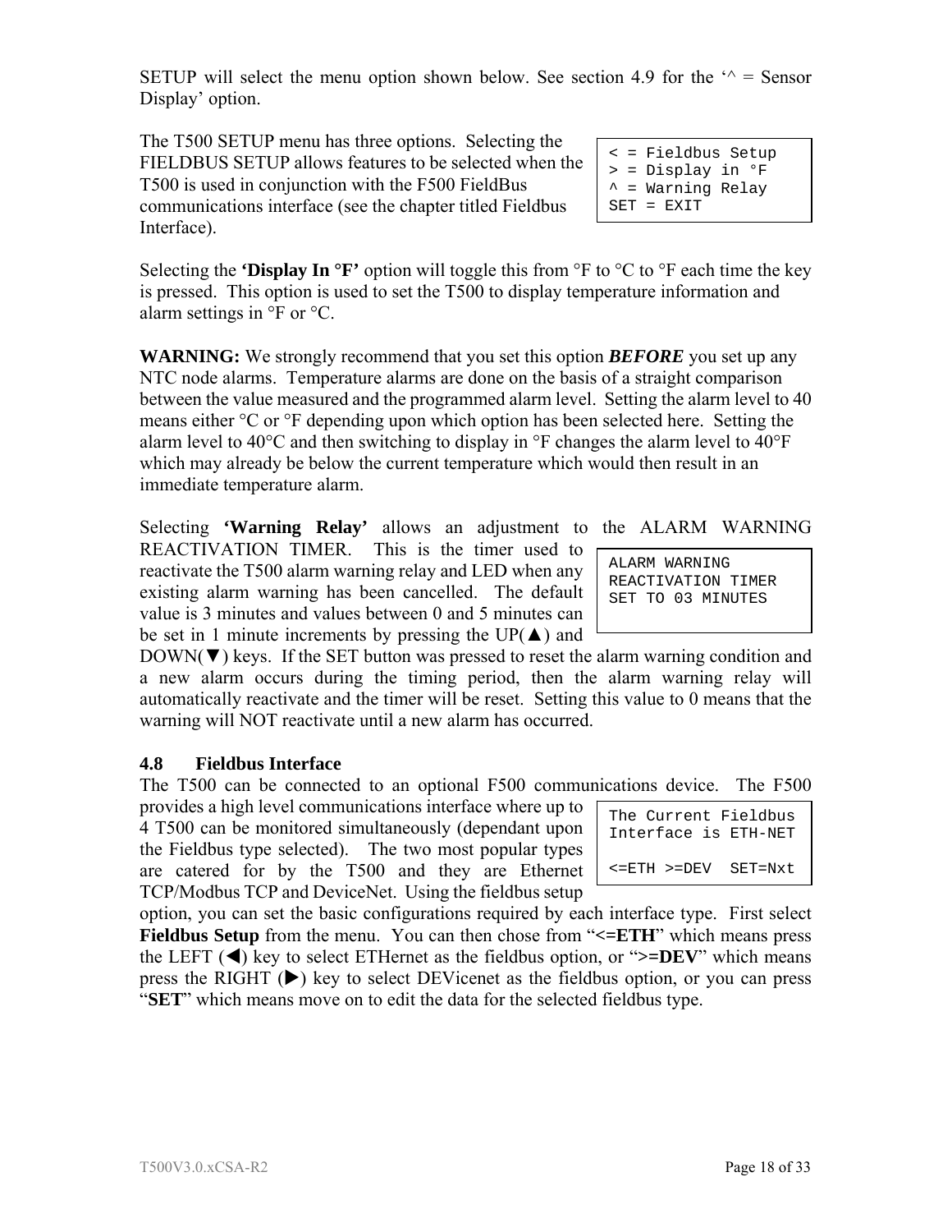SETUP will select the menu option shown below. See section 4.9 for the '^ = Sensor Display' option.

The T500 SETUP menu has three options. Selecting the FIELDBUS SETUP allows features to be selected when the T500 is used in conjunction with the F500 FieldBus communications interface (see the chapter titled Fieldbus Interface).

```
< = Fieldbus Setup
> = Display in °F
^ = Warning Relay
SET = EXIT
```

Selecting the **'Display In °F'** option will toggle this from °F to °C to °F each time the key is pressed. This option is used to set the T500 to display temperature information and alarm settings in °F or °C.

**WARNING:** We strongly recommend that you set this option ***BEFORE*** you set up any NTC node alarms. Temperature alarms are done on the basis of a straight comparison between the value measured and the programmed alarm level. Setting the alarm level to 40 means either °C or °F depending upon which option has been selected here. Setting the alarm level to 40°C and then switching to display in °F changes the alarm level to 40°F which may already be below the current temperature which would then result in an immediate temperature alarm.

Selecting **'Warning Relay'** allows an adjustment to the ALARM WARNING REACTIVATION TIMER. This is the timer used to reactivate the T500 alarm warning relay and LED when any existing alarm warning has been cancelled. The default value is 3 minutes and values between 0 and 5 minutes can be set in 1 minute increments by pressing the UP(▲) and DOWN(▼) keys. If the SET button was pressed to reset the alarm warning condition and a new alarm occurs during the timing period, then the alarm warning relay will automatically reactivate and the timer will be reset. Setting this value to 0 means that the warning will NOT reactivate until a new alarm has occurred.

```
ALARM WARNING
REACTIVATION TIMER
SET TO 03 MINUTES
```

## 4.8 Fieldbus Interface

The T500 can be connected to an optional F500 communications device. The F500 provides a high level communications interface where up to 4 T500 can be monitored simultaneously (dependant upon the Fieldbus type selected). The two most popular types are catered for by the T500 and they are Ethernet TCP/Modbus TCP and DeviceNet. Using the fieldbus setup option, you can set the basic configurations required by each interface type. First select **Fieldbus Setup** from the menu. You can then chose from "**<=ETH**" which means press the LEFT (◀) key to select ETHernet as the fieldbus option, or "**>=DEV**" which means press the RIGHT (▶) key to select DEVicenet as the fieldbus option, or you can press "**SET**" which means move on to edit the data for the selected fieldbus type.

```
The Current Fieldbus
Interface is ETH-NET

<=ETH >=DEV  SET=Nxt
```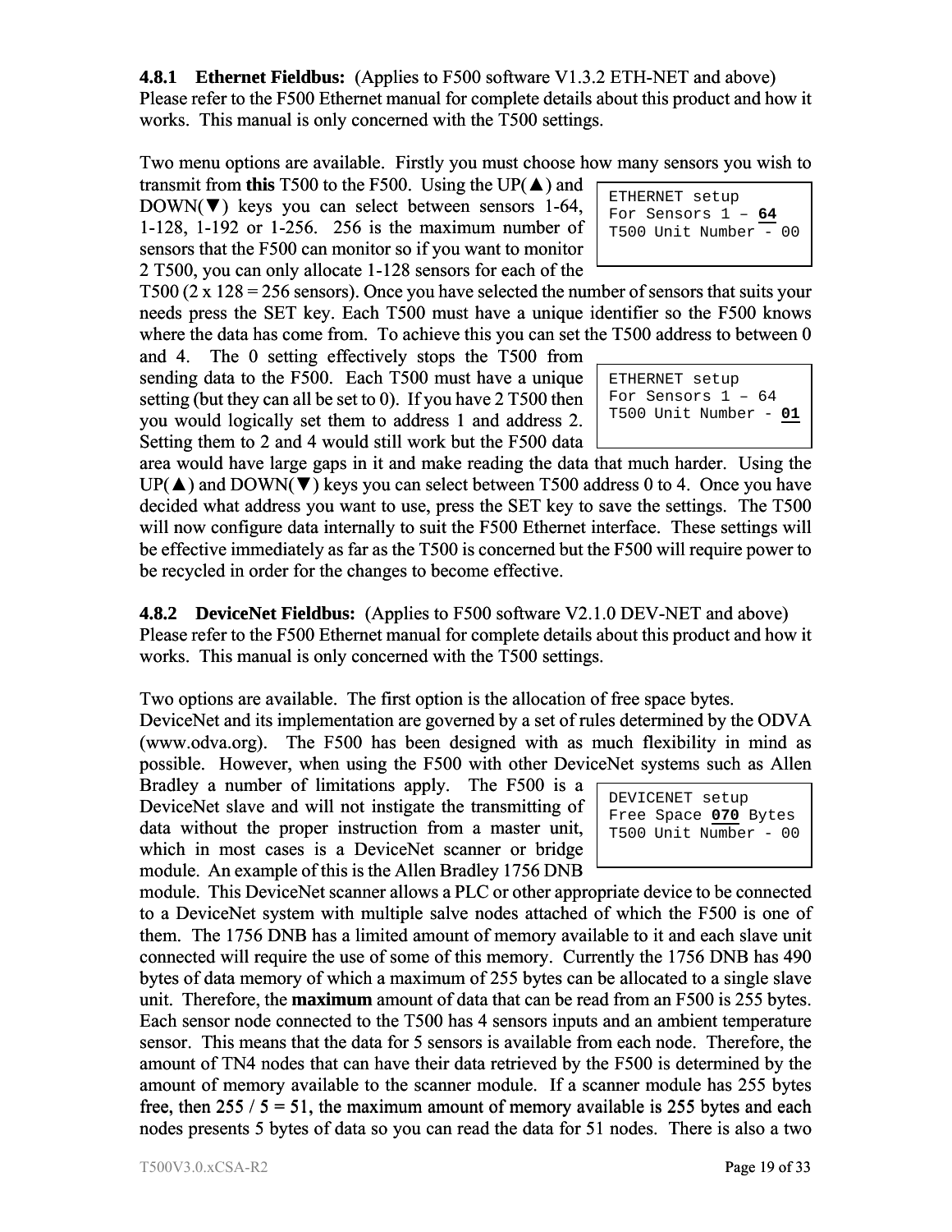### 4.8.1 Ethernet Fieldbus: (Applies to F500 software V1.3.2 ETH-NET and above)

Please refer to the F500 Ethernet manual for complete details about this product and how it works. This manual is only concerned with the T500 settings.

Two menu options are available. Firstly you must choose how many sensors you wish to transmit from **this** T500 to the F500. Using the UP(▲) and DOWN(▼) keys you can select between sensors 1-64, 1-128, 1-192 or 1-256. 256 is the maximum number of sensors that the F500 can monitor so if you want to monitor 2 T500, you can only allocate 1-128 sensors for each of the T500 (2 x 128 = 256 sensors). Once you have selected the number of sensors that suits your needs press the SET key. Each T500 must have a unique identifier so the F500 knows where the data has come from. To achieve this you can set the T500 address to between 0 and 4. The 0 setting effectively stops the T500 from sending data to the F500. Each T500 must have a unique setting (but they can all be set to 0). If you have 2 T500 then you would logically set them to address 1 and address 2. Setting them to 2 and 4 would still work but the F500 data area would have large gaps in it and make reading the data that much harder. Using the UP(▲) and DOWN(▼) keys you can select between T500 address 0 to 4. Once you have decided what address you want to use, press the SET key to save the settings. The T500 will now configure data internally to suit the F500 Ethernet interface. These settings will be effective immediately as far as the T500 is concerned but the F500 will require power to be recycled in order for the changes to become effective.

```
ETHERNET setup
For Sensors 1 – 64
T500 Unit Number - 00
```

```
ETHERNET setup
For Sensors 1 – 64
T500 Unit Number - 01
```

### 4.8.2 DeviceNet Fieldbus: (Applies to F500 software V2.1.0 DEV-NET and above)

Please refer to the F500 Ethernet manual for complete details about this product and how it works. This manual is only concerned with the T500 settings.

Two options are available. The first option is the allocation of free space bytes. DeviceNet and its implementation are governed by a set of rules determined by the ODVA (www.odva.org). The F500 has been designed with as much flexibility in mind as possible. However, when using the F500 with other DeviceNet systems such as Allen Bradley a number of limitations apply. The F500 is a DeviceNet slave and will not instigate the transmitting of data without the proper instruction from a master unit, which in most cases is a DeviceNet scanner or bridge module. An example of this is the Allen Bradley 1756 DNB module. This DeviceNet scanner allows a PLC or other appropriate device to be connected to a DeviceNet system with multiple salve nodes attached of which the F500 is one of them. The 1756 DNB has a limited amount of memory available to it and each slave unit connected will require the use of some of this memory. Currently the 1756 DNB has 490 bytes of data memory of which a maximum of 255 bytes can be allocated to a single slave unit. Therefore, the **maximum** amount of data that can be read from an F500 is 255 bytes. Each sensor node connected to the T500 has 4 sensors inputs and an ambient temperature sensor. This means that the data for 5 sensors is available from each node. Therefore, the amount of TN4 nodes that can have their data retrieved by the F500 is determined by the amount of memory available to the scanner module. If a scanner module has 255 bytes free, then 255 / 5 = 51, the maximum amount of memory available is 255 bytes and each nodes presents 5 bytes of data so you can read the data for 51 nodes. There is also a two

```
DEVICENET setup
Free Space 070 Bytes
T500 Unit Number - 00
```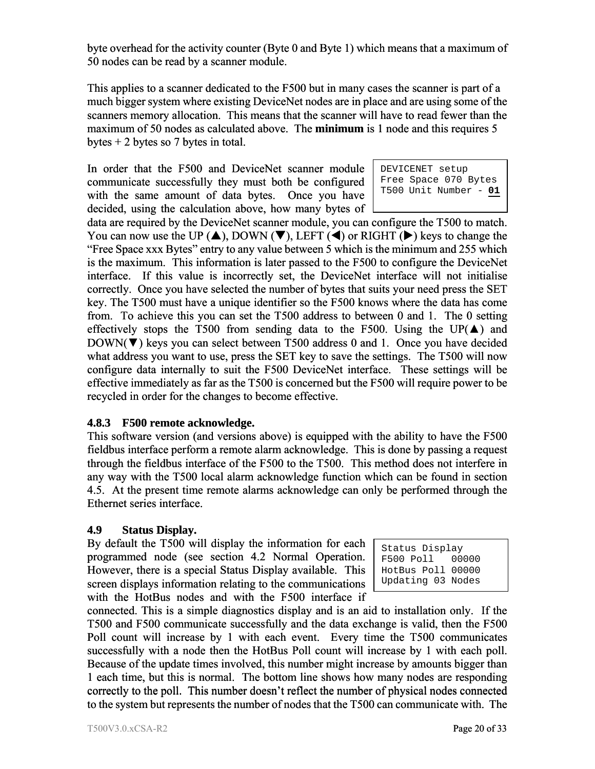byte overhead for the activity counter (Byte 0 and Byte 1) which means that a maximum of 50 nodes can be read by a scanner module.

This applies to a scanner dedicated to the F500 but in many cases the scanner is part of a much bigger system where existing DeviceNet nodes are in place and are using some of the scanners memory allocation. This means that the scanner will have to read fewer than the maximum of 50 nodes as calculated above. The **minimum** is 1 node and this requires 5 bytes + 2 bytes so 7 bytes in total.

```
DEVICENET setup
Free Space 070 Bytes
T500 Unit Number - 01
```

In order that the F500 and DeviceNet scanner module communicate successfully they must both be configured with the same amount of data bytes. Once you have decided, using the calculation above, how many bytes of data are required by the DeviceNet scanner module, you can configure the T500 to match. You can now use the UP (▲), DOWN (▼), LEFT (◀) or RIGHT (▶) keys to change the "Free Space xxx Bytes" entry to any value between 5 which is the minimum and 255 which is the maximum. This information is later passed to the F500 to configure the DeviceNet interface. If this value is incorrectly set, the DeviceNet interface will not initialise correctly. Once you have selected the number of bytes that suits your need press the SET key. The T500 must have a unique identifier so the F500 knows where the data has come from. To achieve this you can set the T500 address to between 0 and 1. The 0 setting effectively stops the T500 from sending data to the F500. Using the UP(▲) and DOWN(▼) keys you can select between T500 address 0 and 1. Once you have decided what address you want to use, press the SET key to save the settings. The T500 will now configure data internally to suit the F500 DeviceNet interface. These settings will be effective immediately as far as the T500 is concerned but the F500 will require power to be recycled in order for the changes to become effective.

### 4.8.3 F500 remote acknowledge.

This software version (and versions above) is equipped with the ability to have the F500 fieldbus interface perform a remote alarm acknowledge. This is done by passing a request through the fieldbus interface of the F500 to the T500. This method does not interfere in any way with the T500 local alarm acknowledge function which can be found in section 4.5. At the present time remote alarms acknowledge can only be performed through the Ethernet series interface.

## 4.9 Status Display.

```
Status Display
F500 Poll   00000
HotBus Poll 00000
Updating 03 Nodes
```

By default the T500 will display the information for each programmed node (see section 4.2 Normal Operation. However, there is a special Status Display available. This screen displays information relating to the communications with the HotBus nodes and with the F500 interface if connected. This is a simple diagnostics display and is an aid to installation only. If the T500 and F500 communicate successfully and the data exchange is valid, then the F500 Poll count will increase by 1 with each event. Every time the T500 communicates successfully with a node then the HotBus Poll count will increase by 1 with each poll. Because of the update times involved, this number might increase by amounts bigger than 1 each time, but this is normal. The bottom line shows how many nodes are responding correctly to the poll. This number doesn't reflect the number of physical nodes connected to the system but represents the number of nodes that the T500 can communicate with. The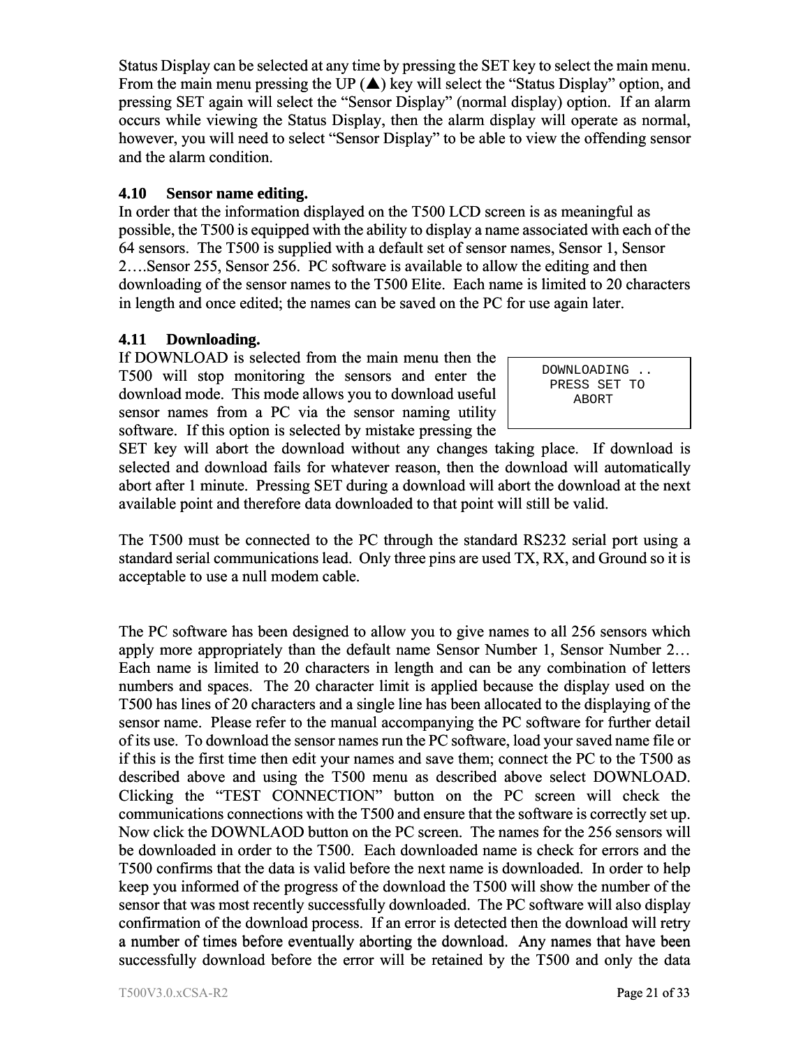Status Display can be selected at any time by pressing the SET key to select the main menu. From the main menu pressing the UP (▲) key will select the "Status Display" option, and pressing SET again will select the "Sensor Display" (normal display) option. If an alarm occurs while viewing the Status Display, then the alarm display will operate as normal, however, you will need to select "Sensor Display" to be able to view the offending sensor and the alarm condition.

### 4.10 Sensor name editing.

In order that the information displayed on the T500 LCD screen is as meaningful as possible, the T500 is equipped with the ability to display a name associated with each of the 64 sensors. The T500 is supplied with a default set of sensor names, Sensor 1, Sensor 2….Sensor 255, Sensor 256. PC software is available to allow the editing and then downloading of the sensor names to the T500 Elite. Each name is limited to 20 characters in length and once edited; the names can be saved on the PC for use again later.

### 4.11 Downloading.

```
DOWNLOADING ..
 PRESS SET TO
    ABORT
```

If DOWNLOAD is selected from the main menu then the T500 will stop monitoring the sensors and enter the download mode. This mode allows you to download useful sensor names from a PC via the sensor naming utility software. If this option is selected by mistake pressing the SET key will abort the download without any changes taking place. If download is selected and download fails for whatever reason, then the download will automatically abort after 1 minute. Pressing SET during a download will abort the download at the next available point and therefore data downloaded to that point will still be valid.

The T500 must be connected to the PC through the standard RS232 serial port using a standard serial communications lead. Only three pins are used TX, RX, and Ground so it is acceptable to use a null modem cable.

The PC software has been designed to allow you to give names to all 256 sensors which apply more appropriately than the default name Sensor Number 1, Sensor Number 2… Each name is limited to 20 characters in length and can be any combination of letters numbers and spaces. The 20 character limit is applied because the display used on the T500 has lines of 20 characters and a single line has been allocated to the displaying of the sensor name. Please refer to the manual accompanying the PC software for further detail of its use. To download the sensor names run the PC software, load your saved name file or if this is the first time then edit your names and save them; connect the PC to the T500 as described above and using the T500 menu as described above select DOWNLOAD. Clicking the "TEST CONNECTION" button on the PC screen will check the communications connections with the T500 and ensure that the software is correctly set up. Now click the DOWNLAOD button on the PC screen. The names for the 256 sensors will be downloaded in order to the T500. Each downloaded name is check for errors and the T500 confirms that the data is valid before the next name is downloaded. In order to help keep you informed of the progress of the download the T500 will show the number of the sensor that was most recently successfully downloaded. The PC software will also display confirmation of the download process. If an error is detected then the download will retry a number of times before eventually aborting the download. Any names that have been successfully download before the error will be retained by the T500 and only the data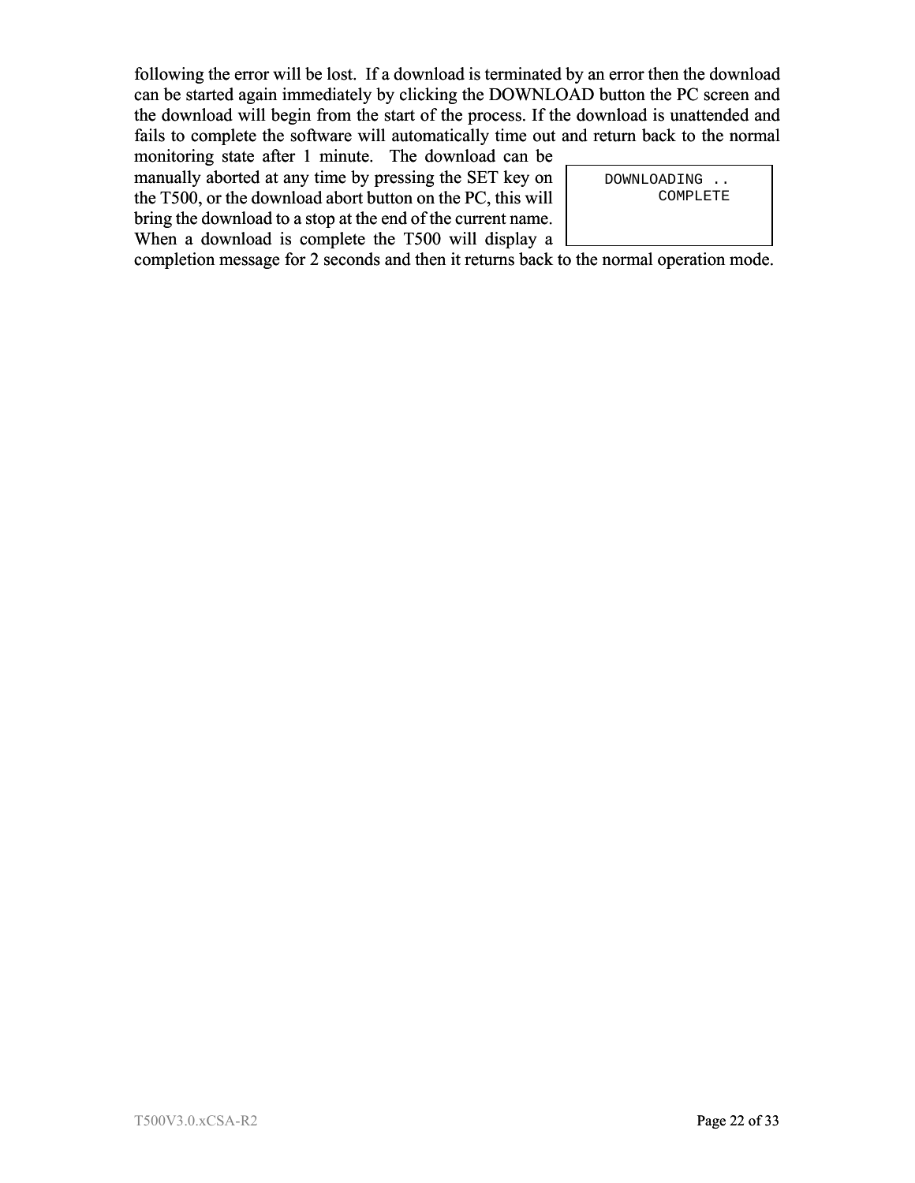following the error will be lost. If a download is terminated by an error then the download can be started again immediately by clicking the DOWNLOAD button the PC screen and the download will begin from the start of the process. If the download is unattended and fails to complete the software will automatically time out and return back to the normal monitoring state after 1 minute. The download can be manually aborted at any time by pressing the SET key on the T500, or the download abort button on the PC, this will bring the download to a stop at the end of the current name. When a download is complete the T500 will display a completion message for 2 seconds and then it returns back to the normal operation mode.

```
DOWNLOADING ..
       COMPLETE
```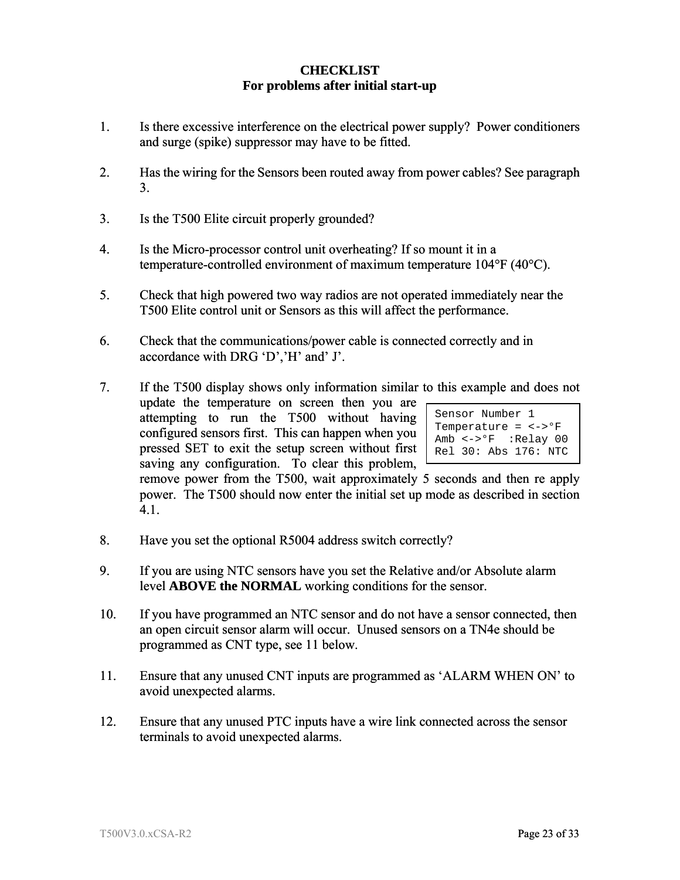**CHECKLIST**
**For problems after initial start-up**

1. Is there excessive interference on the electrical power supply? Power conditioners and surge (spike) suppressor may have to be fitted.

2. Has the wiring for the Sensors been routed away from power cables? See paragraph 3.

3. Is the T500 Elite circuit properly grounded?

4. Is the Micro-processor control unit overheating? If so mount it in a temperature-controlled environment of maximum temperature 104°F (40°C).

5. Check that high powered two way radios are not operated immediately near the T500 Elite control unit or Sensors as this will affect the performance.

6. Check that the communications/power cable is connected correctly and in accordance with DRG 'D','H' and' J'.

7. If the T500 display shows only information similar to this example and does not update the temperature on screen then you are attempting to run the T500 without having configured sensors first. This can happen when you pressed SET to exit the setup screen without first saving any configuration. To clear this problem, remove power from the T500, wait approximately 5 seconds and then re apply power. The T500 should now enter the initial set up mode as described in section 4.1.

   ```
   Sensor Number 1
   Temperature = <->°F
   Amb <->°F  :Relay 00
   Rel 30: Abs 176: NTC
   ```

8. Have you set the optional R5004 address switch correctly?

9. If you are using NTC sensors have you set the Relative and/or Absolute alarm level **ABOVE the NORMAL** working conditions for the sensor.

10. If you have programmed an NTC sensor and do not have a sensor connected, then an open circuit sensor alarm will occur. Unused sensors on a TN4e should be programmed as CNT type, see 11 below.

11. Ensure that any unused CNT inputs are programmed as 'ALARM WHEN ON' to avoid unexpected alarms.

12. Ensure that any unused PTC inputs have a wire link connected across the sensor terminals to avoid unexpected alarms.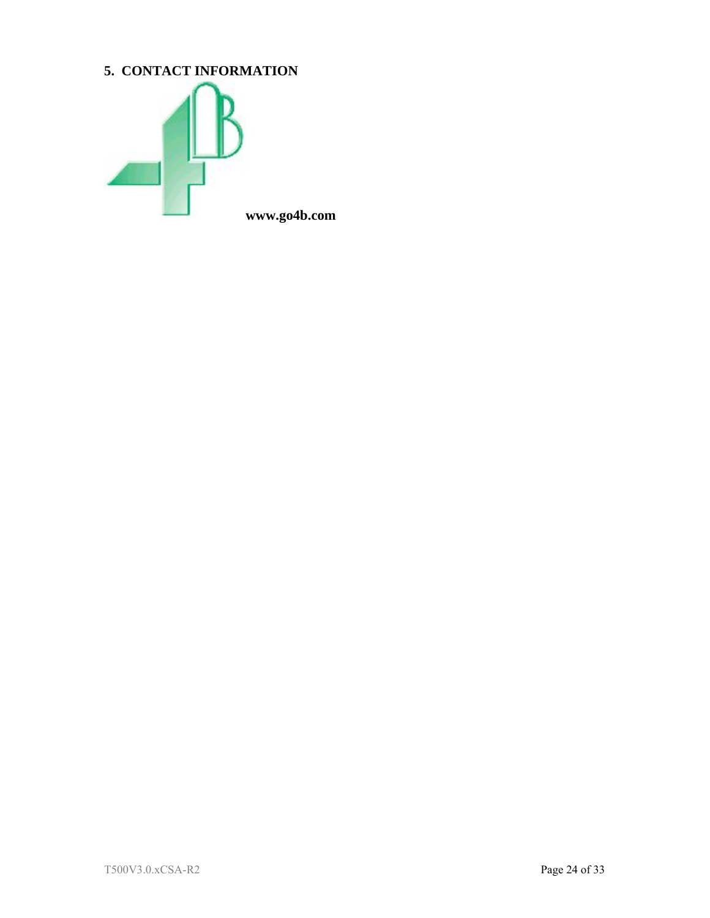## 5. CONTACT INFORMATION

**www.go4b.com**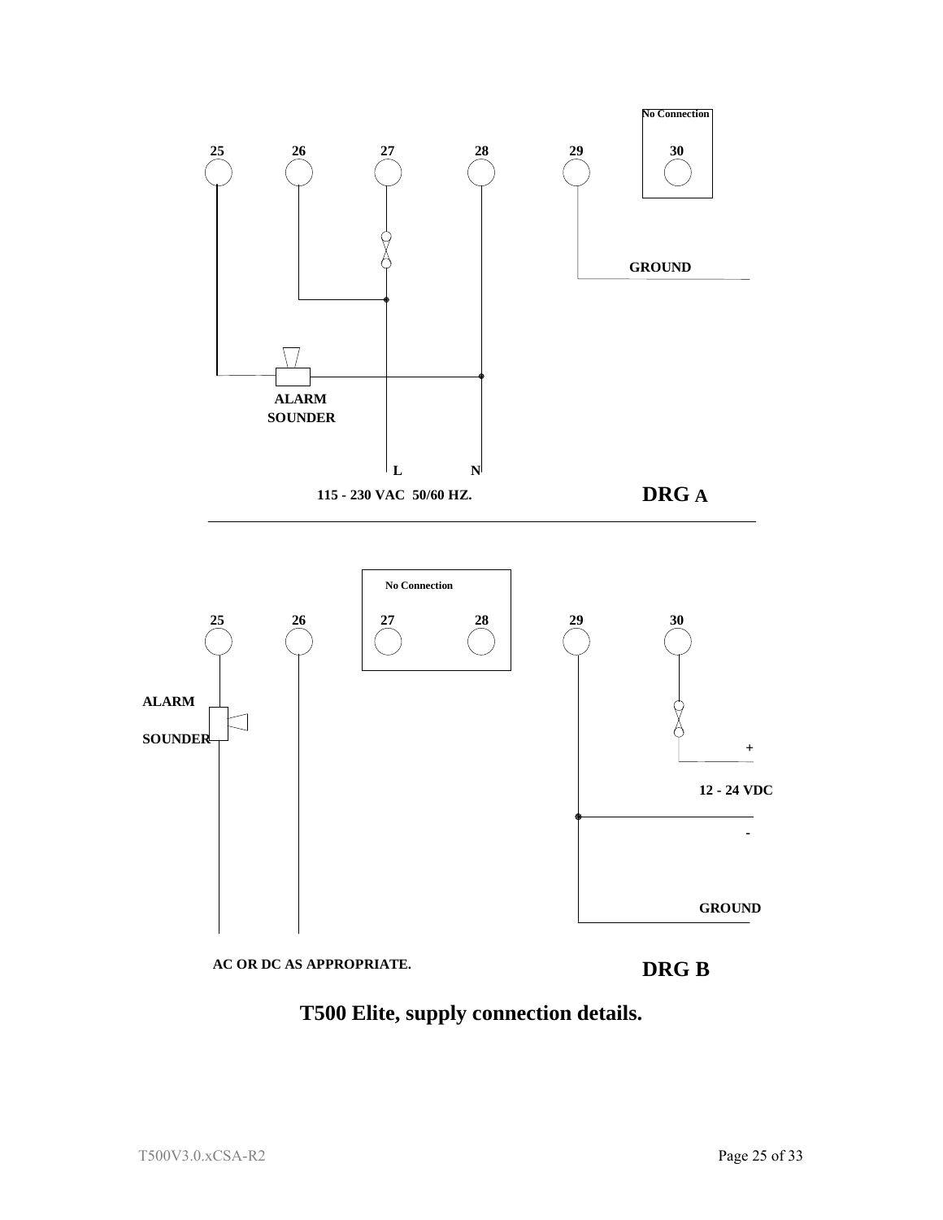No Connection

25 26 27 28 29 30

GROUND

ALARM SOUNDER

L N

115 - 230 VAC 50/60 HZ.

**DRG A**

No Connection

25 26 27 28 29 30

ALARM

SOUNDER

+

12 - 24 VDC

-

GROUND

AC OR DC AS APPROPRIATE.

**DRG B**

## T500 Elite, supply connection details.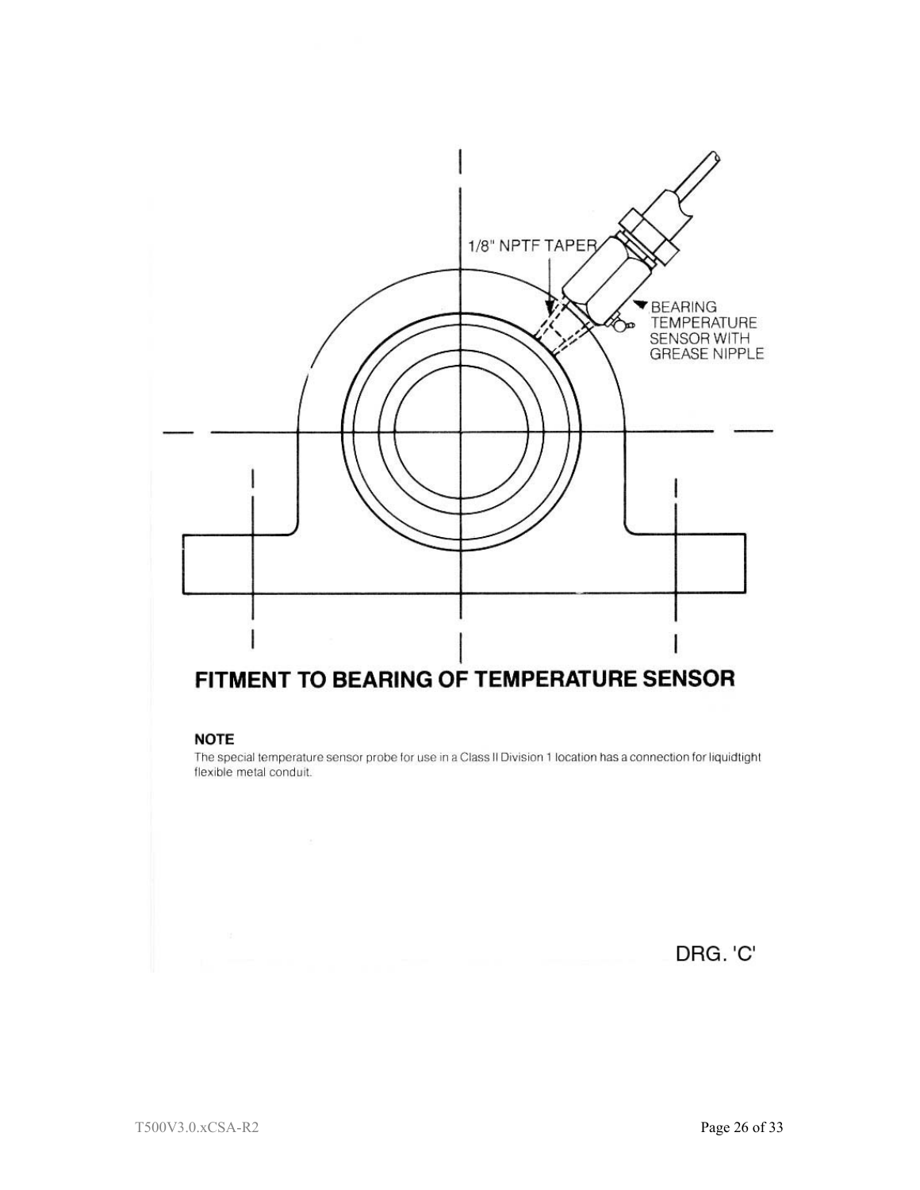1/8" NPTF TAPER

BEARING TEMPERATURE SENSOR WITH GREASE NIPPLE

## FITMENT TO BEARING OF TEMPERATURE SENSOR

**NOTE**

The special temperature sensor probe for use in a Class II Division 1 location has a connection for liquidtight flexible metal conduit.

DRG. 'C'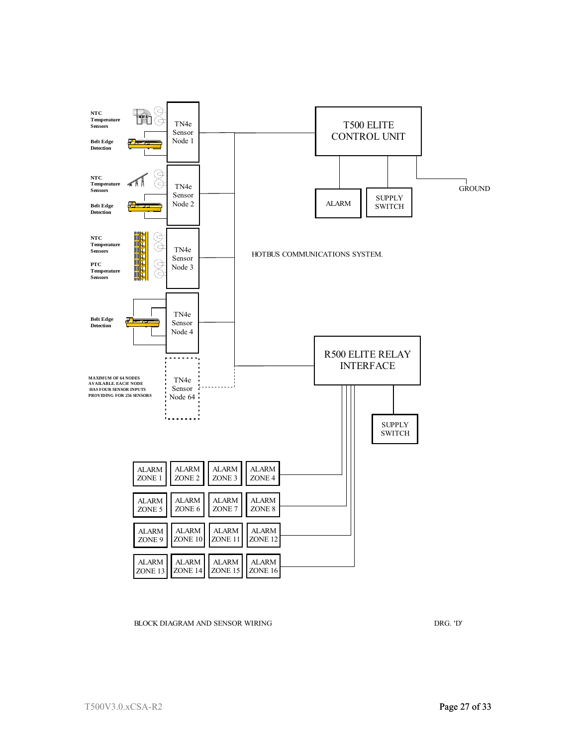NTC Temperature Sensors

Belt Edge Detection

TN4e Sensor Node 1

NTC Temperature Sensors

Belt Edge Detection

TN4e Sensor Node 2

NTC Temperature Sensors

PTC Temperature Sensors

TN4e Sensor Node 3

Belt Edge Detection

TN4e Sensor Node 4

MAXIMUM OF 64 NODES AVAILABLE. EACH NODE HAS FOUR SENSOR INPUTS PROVIDING FOR 256 SENSORS

TN4e Sensor Node 64

T500 ELITE CONTROL UNIT

ALARM

SUPPLY SWITCH

GROUND

HOTBUS COMMUNICATIONS SYSTEM.

R500 ELITE RELAY INTERFACE

SUPPLY SWITCH

| ALARM ZONE 1 | ALARM ZONE 2 | ALARM ZONE 3 | ALARM ZONE 4 |
|---|---|---|---|
| ALARM ZONE 5 | ALARM ZONE 6 | ALARM ZONE 7 | ALARM ZONE 8 |
| ALARM ZONE 9 | ALARM ZONE 10 | ALARM ZONE 11 | ALARM ZONE 12 |
| ALARM ZONE 13 | ALARM ZONE 14 | ALARM ZONE 15 | ALARM ZONE 16 |

BLOCK DIAGRAM AND SENSOR WIRING

DRG. 'D'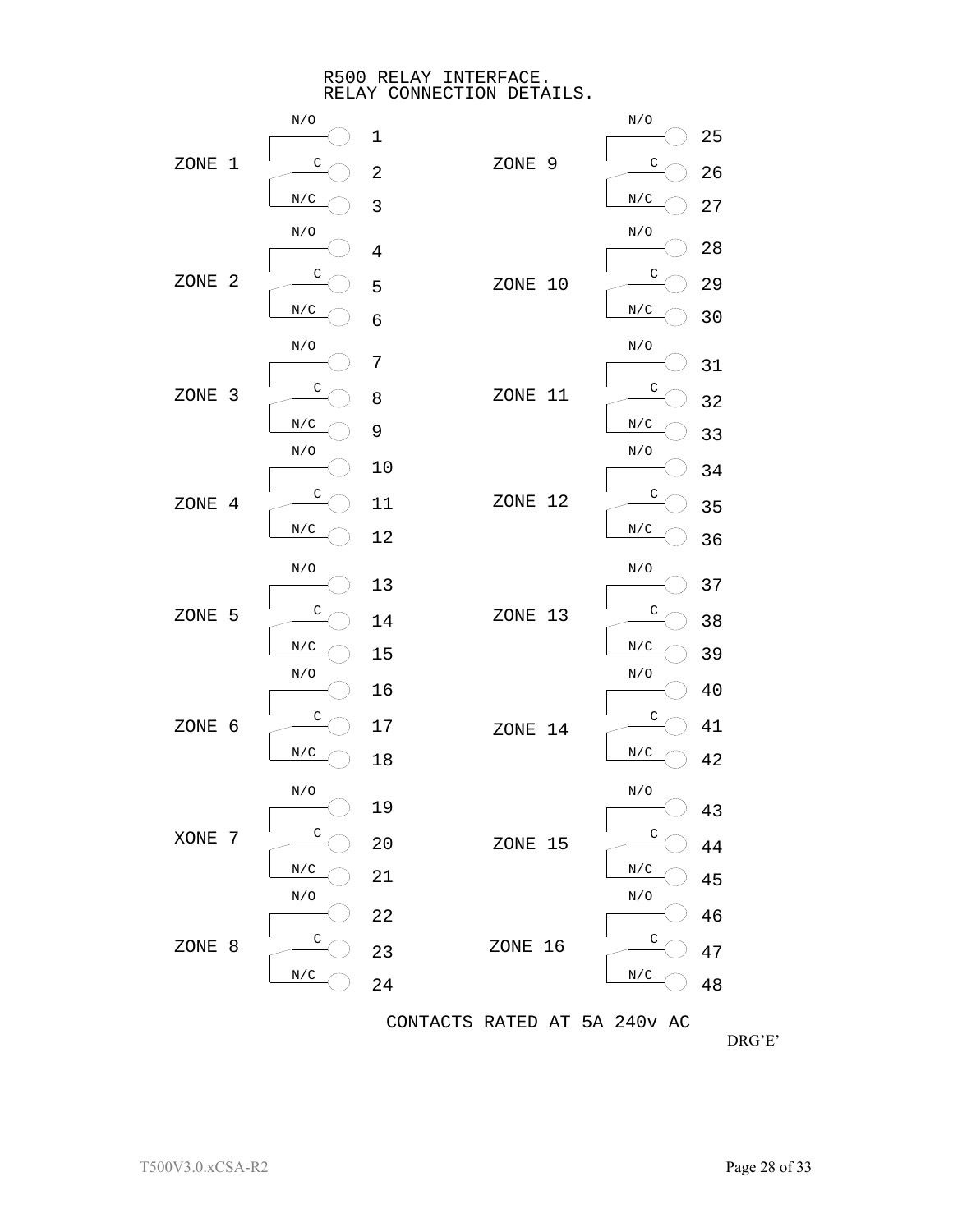# R500 RELAY INTERFACE.
## RELAY CONNECTION DETAILS.

| Zone | N/O | C | N/C |
|---|---|---|---|
| ZONE 1 | 1 | 2 | 3 |
| ZONE 2 | 4 | 5 | 6 |
| ZONE 3 | 7 | 8 | 9 |
| ZONE 4 | 10 | 11 | 12 |
| ZONE 5 | 13 | 14 | 15 |
| ZONE 6 | 16 | 17 | 18 |
| XONE 7 | 19 | 20 | 21 |
| ZONE 8 | 22 | 23 | 24 |
| ZONE 9 | 25 | 26 | 27 |
| ZONE 10 | 28 | 29 | 30 |
| ZONE 11 | 31 | 32 | 33 |
| ZONE 12 | 34 | 35 | 36 |
| ZONE 13 | 37 | 38 | 39 |
| ZONE 14 | 40 | 41 | 42 |
| ZONE 15 | 43 | 44 | 45 |
| ZONE 16 | 46 | 47 | 48 |

CONTACTS RATED AT 5A 240v AC

DRG'E'

T500V3.0.xCSA-R2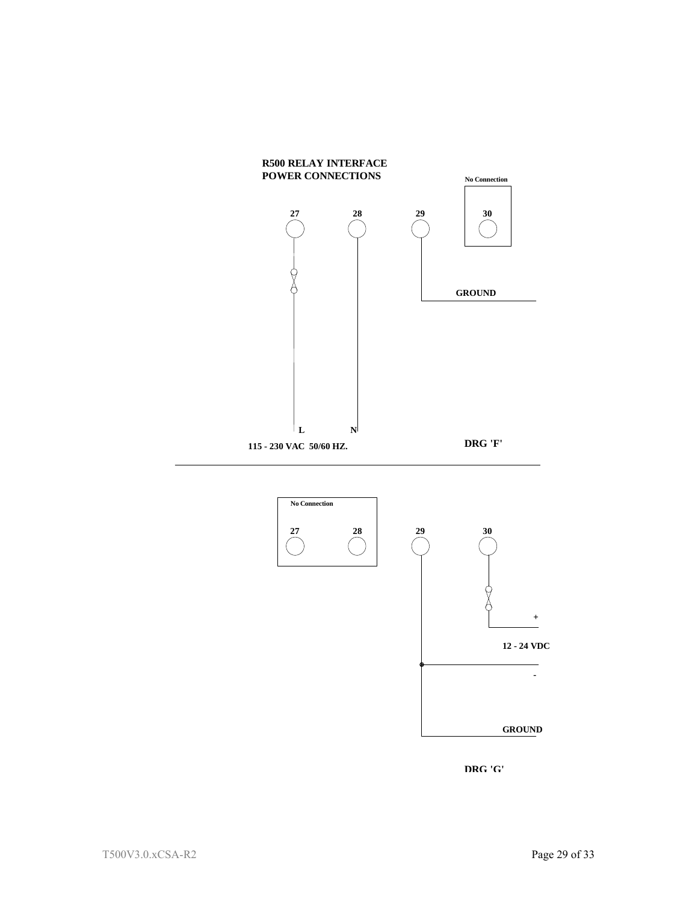**R500 RELAY INTERFACE**
**POWER CONNECTIONS**

No Connection

27 28 29 30

GROUND

L N

115 - 230 VAC 50/60 HZ.

DRG 'F'

---

No Connection

27 28 29 30

+

12 - 24 VDC

-

GROUND

DRG 'G'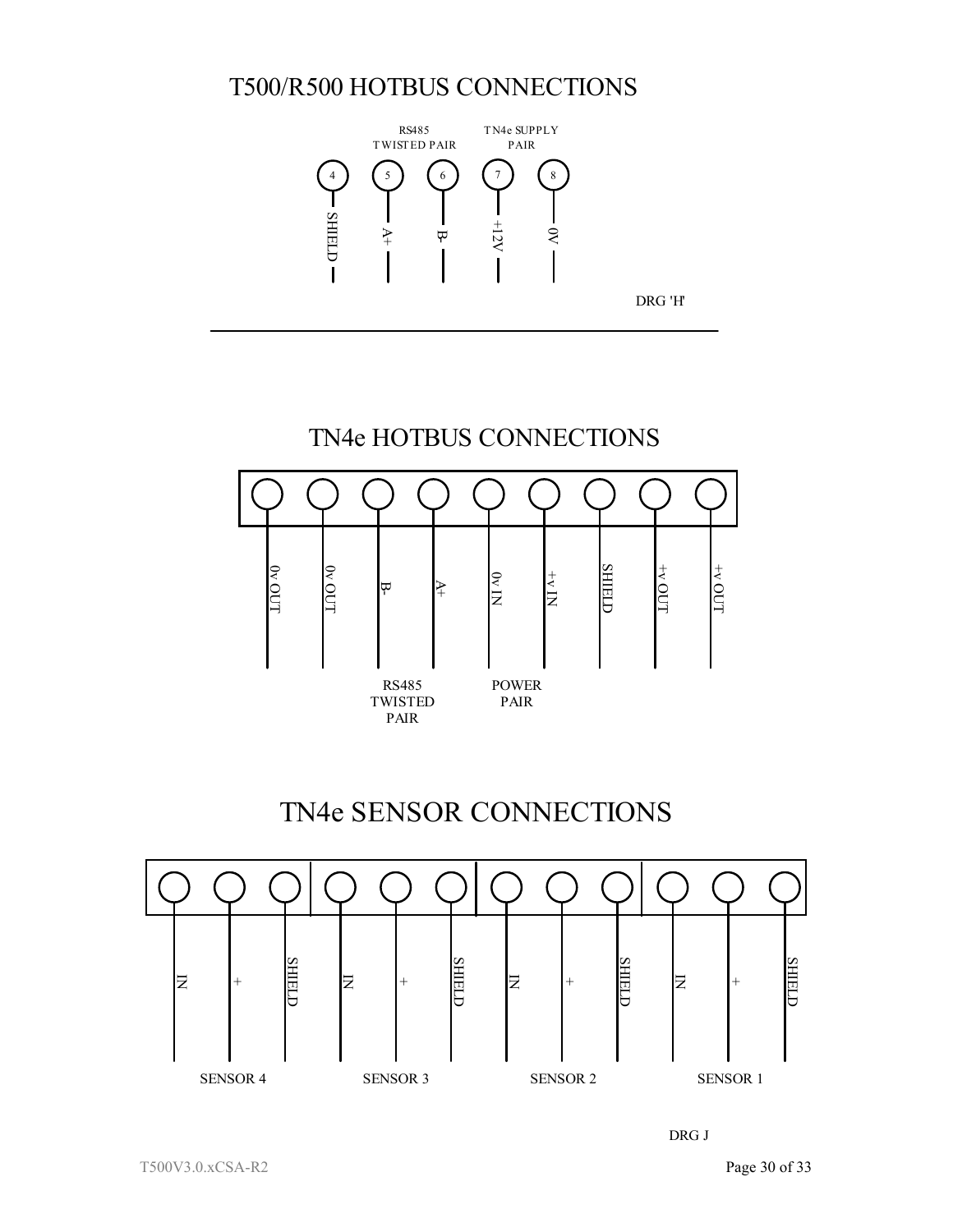# T500/R500 HOTBUS CONNECTIONS

| Terminal | 4 | 5 | 6 | 7 | 8 |
|---|---|---|---|---|---|
| Group | | RS485 TWISTED PAIR | | TN4e SUPPLY PAIR | |
| Connection | SHIELD | A+ | B- | +12V | 0V |

DRG 'H'

# TN4e HOTBUS CONNECTIONS

| 0v OUT | 0v OUT | B- | A+ | 0v IN | +v IN | SHIELD | +v OUT | +v OUT |
|---|---|---|---|---|---|---|---|---|
| | | RS485 TWISTED PAIR | | POWER PAIR | | | | |

# TN4e SENSOR CONNECTIONS

| IN | + | SHIELD | IN | + | SHIELD | IN | + | SHIELD | IN | + | SHIELD |
|---|---|---|---|---|---|---|---|---|---|---|---|
| SENSOR 4 | | | SENSOR 3 | | | SENSOR 2 | | | SENSOR 1 | | |

DRG J

T500V3.0.xCSA-R2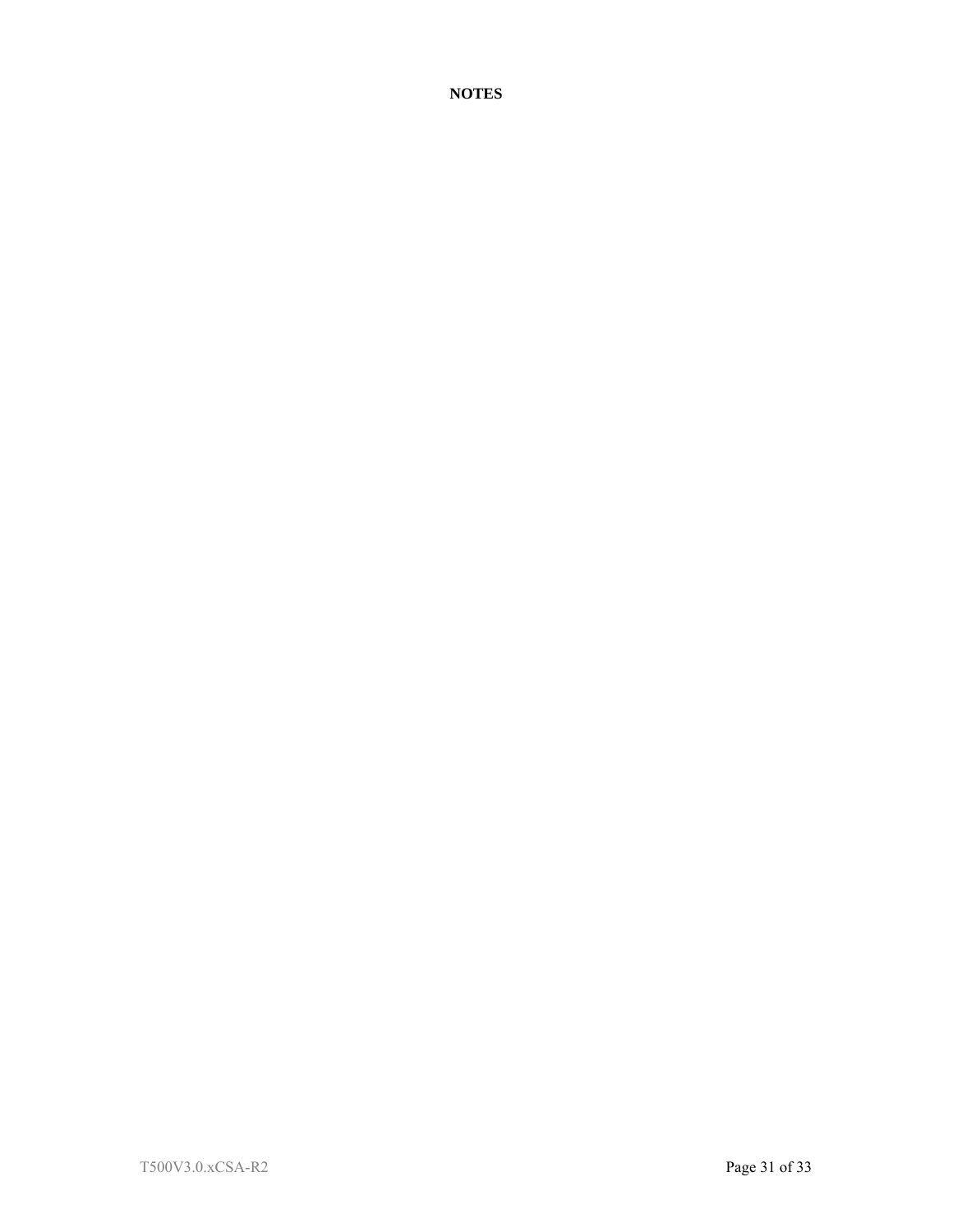**NOTES**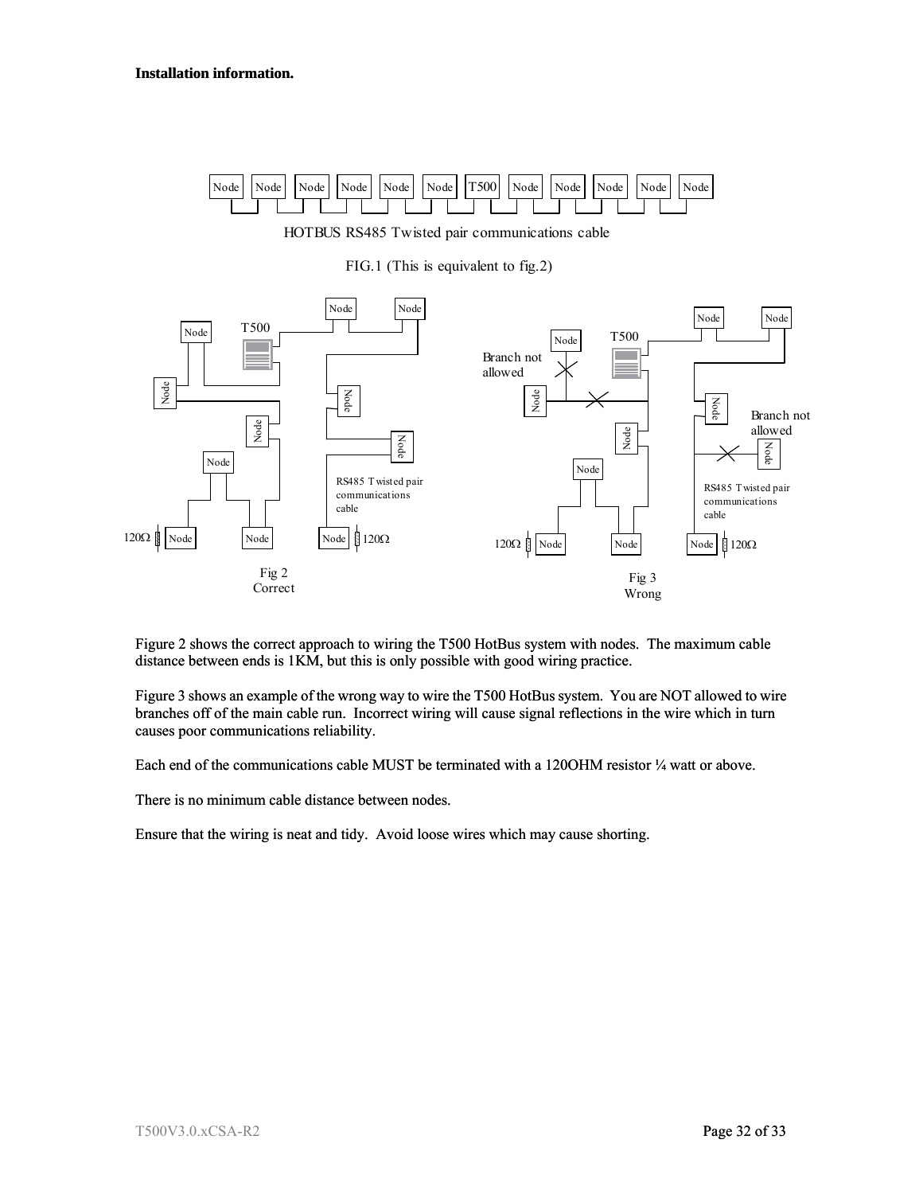**Installation information.**

HOTBUS RS485 Twisted pair communications cable

FIG.1 (This is equivalent to fig.2)

Fig 2
Correct

Fig 3
Wrong

Figure 2 shows the correct approach to wiring the T500 HotBus system with nodes. The maximum cable distance between ends is 1KM, but this is only possible with good wiring practice.

Figure 3 shows an example of the wrong way to wire the T500 HotBus system. You are NOT allowed to wire branches off of the main cable run. Incorrect wiring will cause signal reflections in the wire which in turn causes poor communications reliability.

Each end of the communications cable MUST be terminated with a 120OHM resistor ¼ watt or above.

There is no minimum cable distance between nodes.

Ensure that the wiring is neat and tidy. Avoid loose wires which may cause shorting.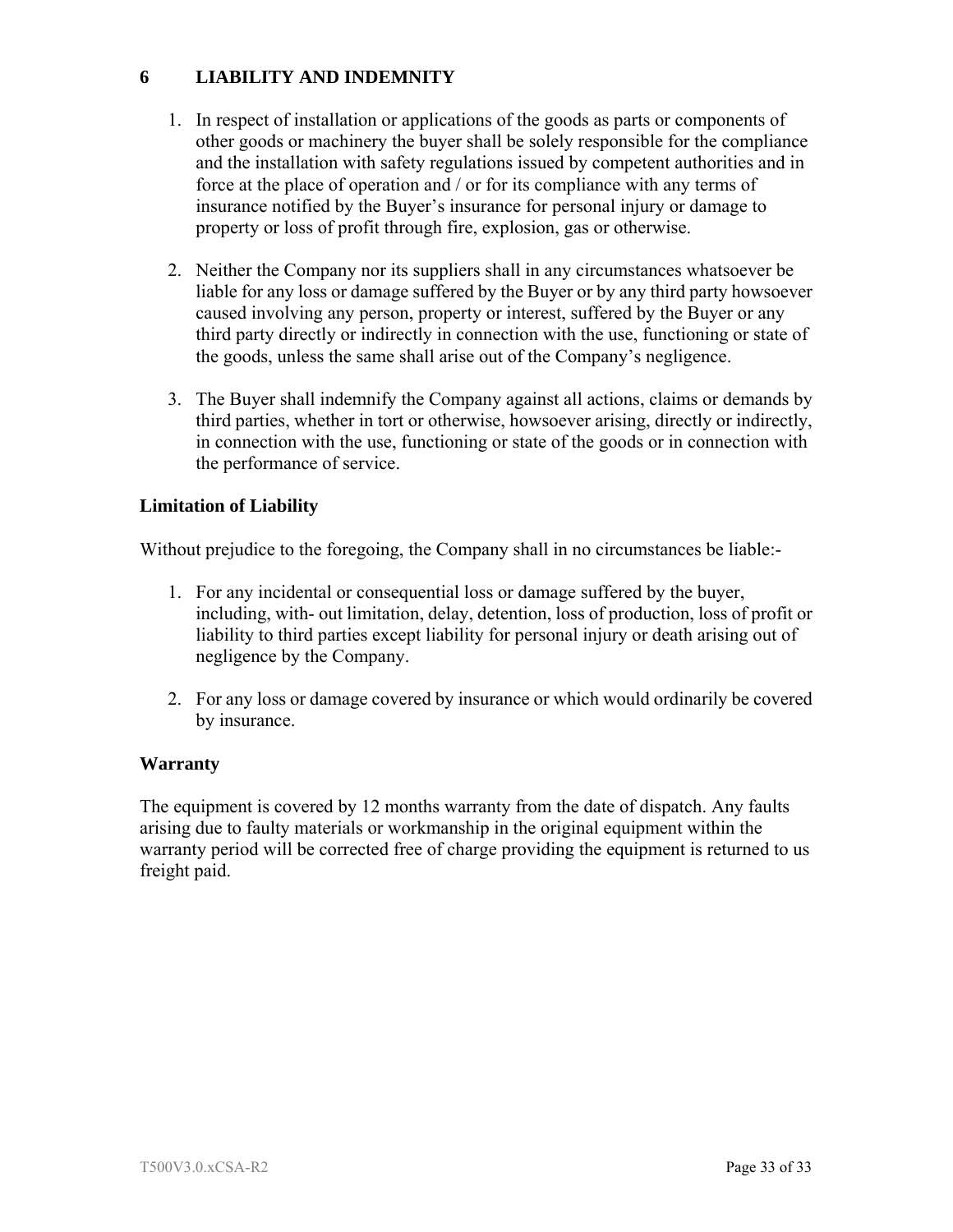# 6 LIABILITY AND INDEMNITY

1. In respect of installation or applications of the goods as parts or components of other goods or machinery the buyer shall be solely responsible for the compliance and the installation with safety regulations issued by competent authorities and in force at the place of operation and / or for its compliance with any terms of insurance notified by the Buyer's insurance for personal injury or damage to property or loss of profit through fire, explosion, gas or otherwise.

2. Neither the Company nor its suppliers shall in any circumstances whatsoever be liable for any loss or damage suffered by the Buyer or by any third party howsoever caused involving any person, property or interest, suffered by the Buyer or any third party directly or indirectly in connection with the use, functioning or state of the goods, unless the same shall arise out of the Company's negligence.

3. The Buyer shall indemnify the Company against all actions, claims or demands by third parties, whether in tort or otherwise, howsoever arising, directly or indirectly, in connection with the use, functioning or state of the goods or in connection with the performance of service.

## Limitation of Liability

Without prejudice to the foregoing, the Company shall in no circumstances be liable:-

1. For any incidental or consequential loss or damage suffered by the buyer, including, with- out limitation, delay, detention, loss of production, loss of profit or liability to third parties except liability for personal injury or death arising out of negligence by the Company.

2. For any loss or damage covered by insurance or which would ordinarily be covered by insurance.

## Warranty

The equipment is covered by 12 months warranty from the date of dispatch. Any faults arising due to faulty materials or workmanship in the original equipment within the warranty period will be corrected free of charge providing the equipment is returned to us freight paid.